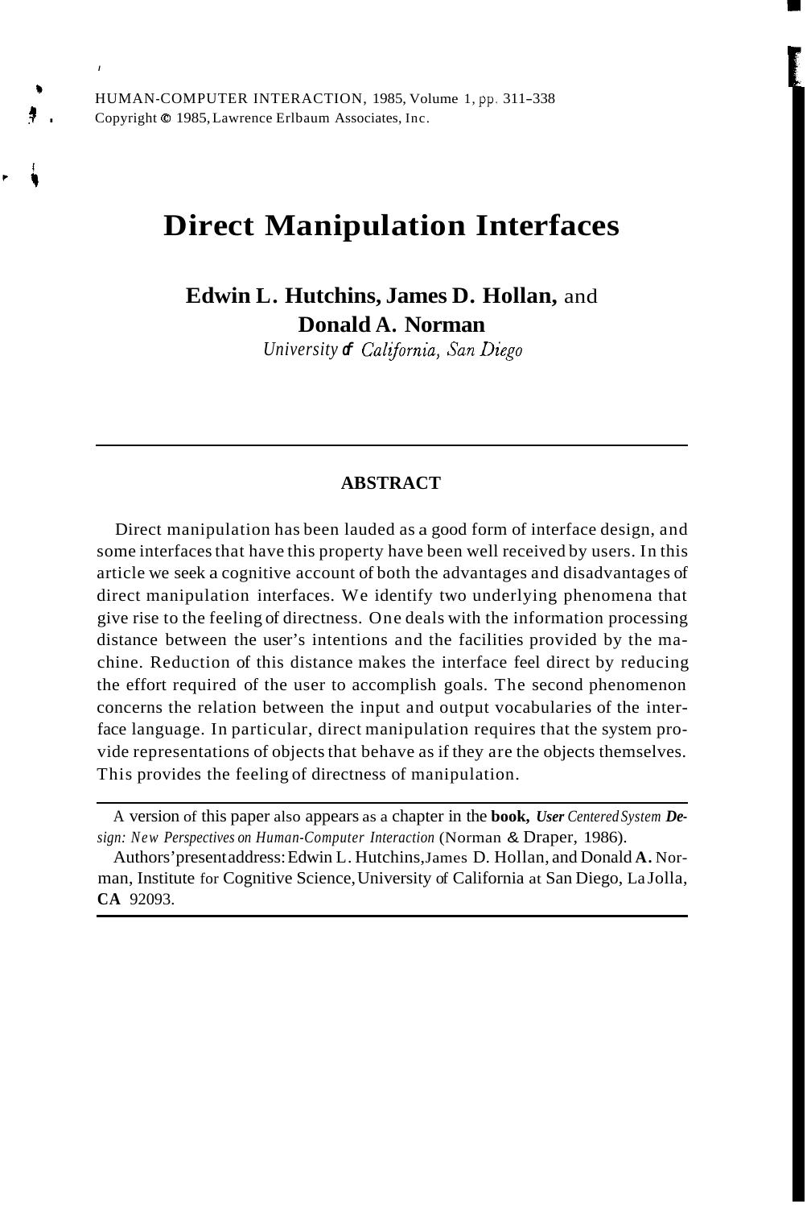# Direct Manipulation Interfaces

**Edwin L. Hutchins, James D. Hollan,** and **Donald A. Norman**

*University of California, San Diego*

---

## ABSTRACT

Direct manipulation has been lauded as a good form of interface design, and some interfaces that have this property have been well received by users. In this article we seek a cognitive account of both the advantages and disadvantages of direct manipulation interfaces. We identify two underlying phenomena that give rise to the feeling of directness. One deals with the information processing distance between the user's intentions and the facilities provided by the machine. Reduction of this distance makes the interface feel direct by reducing the effort required of the user to accomplish goals. The second phenomenon concerns the relation between the input and output vocabularies of the interface language. In particular, direct manipulation requires that the system provide representations of objects that behave as if they are the objects themselves. This provides the feeling of directness of manipulation.

---

A version of this paper also appears as a chapter in the **book,** ***User Centered System Design:*** *New Perspectives on Human-Computer Interaction* (Norman & Draper, 1986).

Authors' present address: Edwin L. Hutchins, James D. Hollan, and Donald **A.** Norman, Institute for Cognitive Science, University of California at San Diego, La Jolla, **CA** 92093.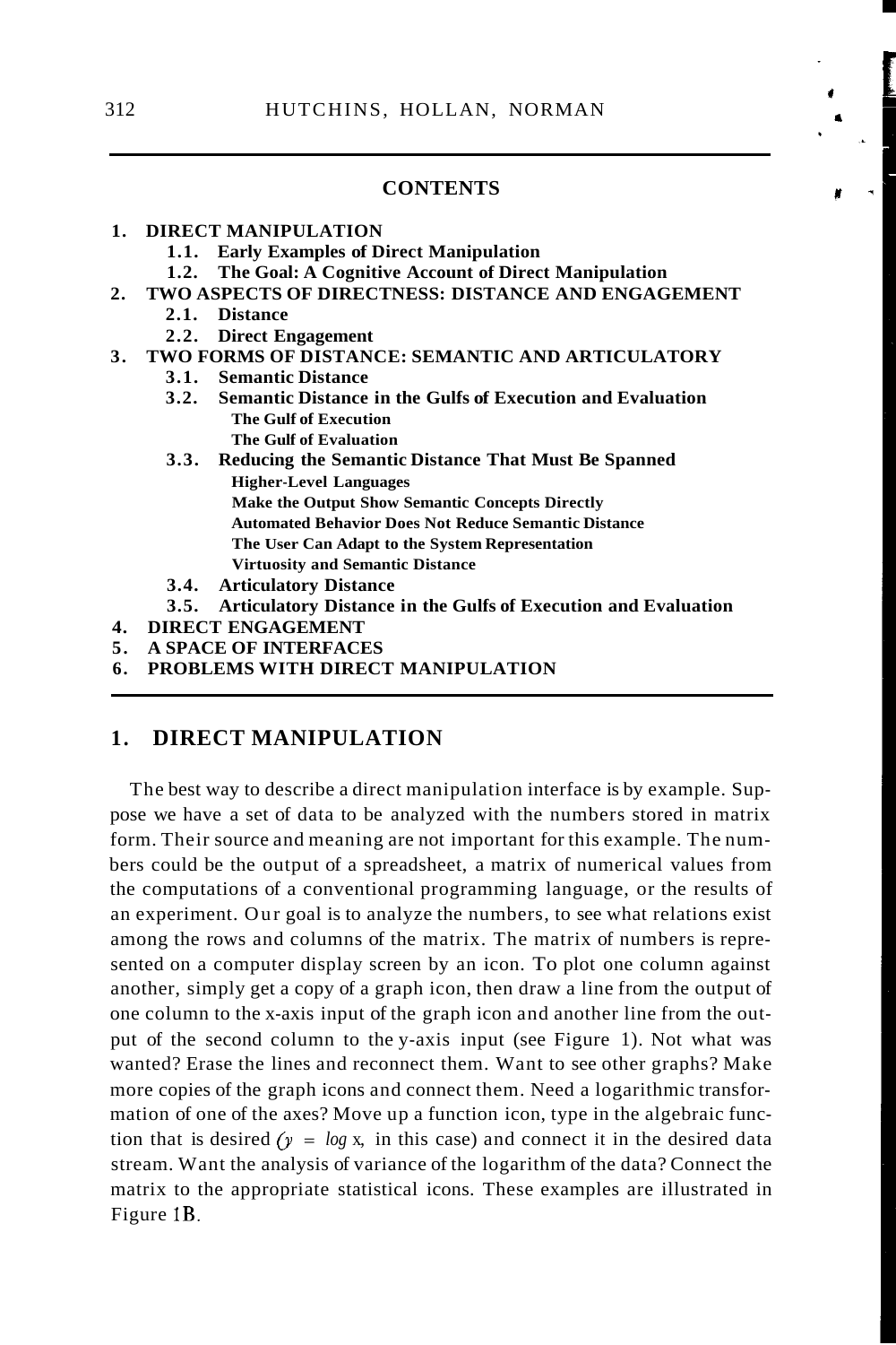**CONTENTS**

1. **DIRECT MANIPULATION**
    - 1.1. **Early Examples of Direct Manipulation**
    - 1.2. **The Goal: A Cognitive Account of Direct Manipulation**
2. **TWO ASPECTS OF DIRECTNESS: DISTANCE AND ENGAGEMENT**
    - 2.1. **Distance**
    - 2.2. **Direct Engagement**
3. **TWO FORMS OF DISTANCE: SEMANTIC AND ARTICULATORY**
    - 3.1. **Semantic Distance**
    - 3.2. **Semantic Distance in the Gulfs of Execution and Evaluation**
        - **The Gulf of Execution**
        - **The Gulf of Evaluation**
    - 3.3. **Reducing the Semantic Distance That Must Be Spanned**
        - **Higher-Level Languages**
        - **Make the Output Show Semantic Concepts Directly**
        - **Automated Behavior Does Not Reduce Semantic Distance**
        - **The User Can Adapt to the System Representation**
        - **Virtuosity and Semantic Distance**
    - 3.4. **Articulatory Distance**
    - 3.5. **Articulatory Distance in the Gulfs of Execution and Evaluation**
4. **DIRECT ENGAGEMENT**
5. **A SPACE OF INTERFACES**
6. **PROBLEMS WITH DIRECT MANIPULATION**

## 1. DIRECT MANIPULATION

The best way to describe a direct manipulation interface is by example. Suppose we have a set of data to be analyzed with the numbers stored in matrix form. Their source and meaning are not important for this example. The numbers could be the output of a spreadsheet, a matrix of numerical values from the computations of a conventional programming language, or the results of an experiment. Our goal is to analyze the numbers, to see what relations exist among the rows and columns of the matrix. The matrix of numbers is represented on a computer display screen by an icon. To plot one column against another, simply get a copy of a graph icon, then draw a line from the output of one column to the x-axis input of the graph icon and another line from the output of the second column to the y-axis input (see Figure 1). Not what was wanted? Erase the lines and reconnect them. Want to see other graphs? Make more copies of the graph icons and connect them. Need a logarithmic transformation of one of the axes? Move up a function icon, type in the algebraic function that is desired ($y = \log x$, in this case) and connect it in the desired data stream. Want the analysis of variance of the logarithm of the data? Connect the matrix to the appropriate statistical icons. These examples are illustrated in Figure 1B.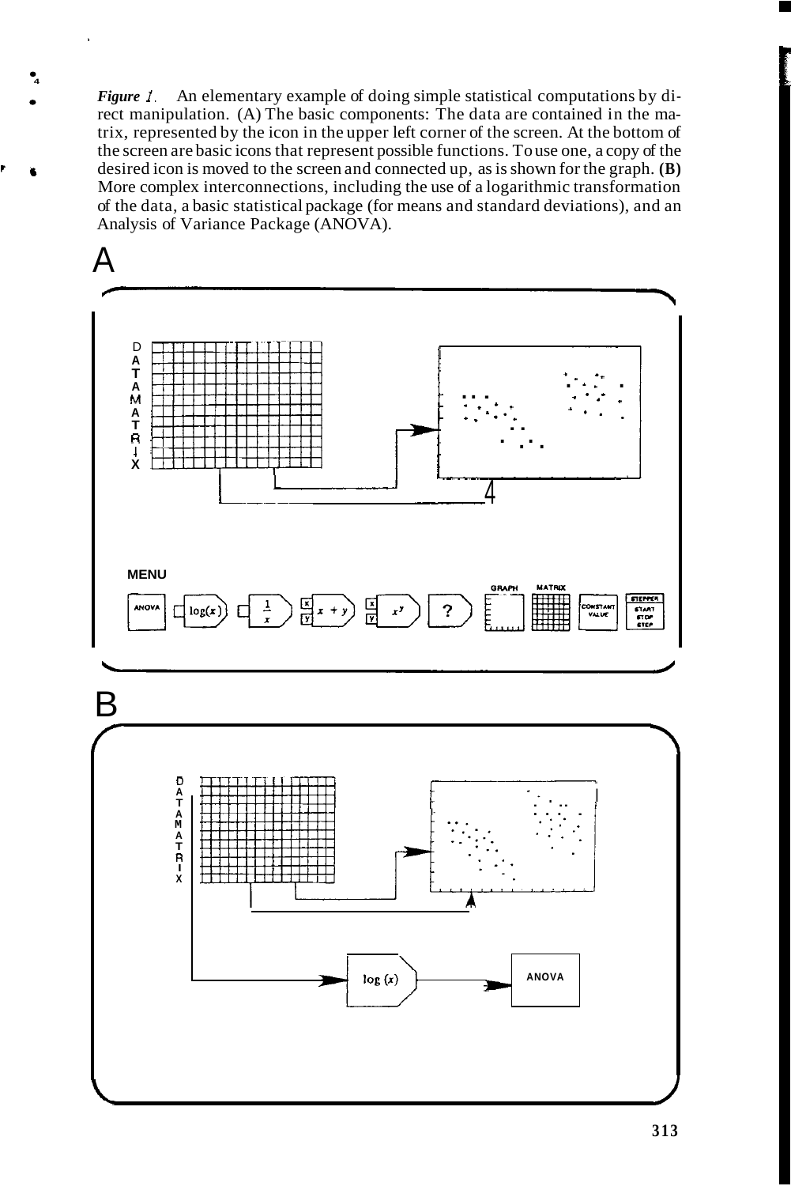*Figure 1.* An elementary example of doing simple statistical computations by direct manipulation. (A) The basic components: The data are contained in the matrix, represented by the icon in the upper left corner of the screen. At the bottom of the screen are basic icons that represent possible functions. To use one, a copy of the desired icon is moved to the screen and connected up, as is shown for the graph. **(B)** More complex interconnections, including the use of a logarithmic transformation of the data, a basic statistical package (for means and standard deviations), and an Analysis of Variance Package (ANOVA).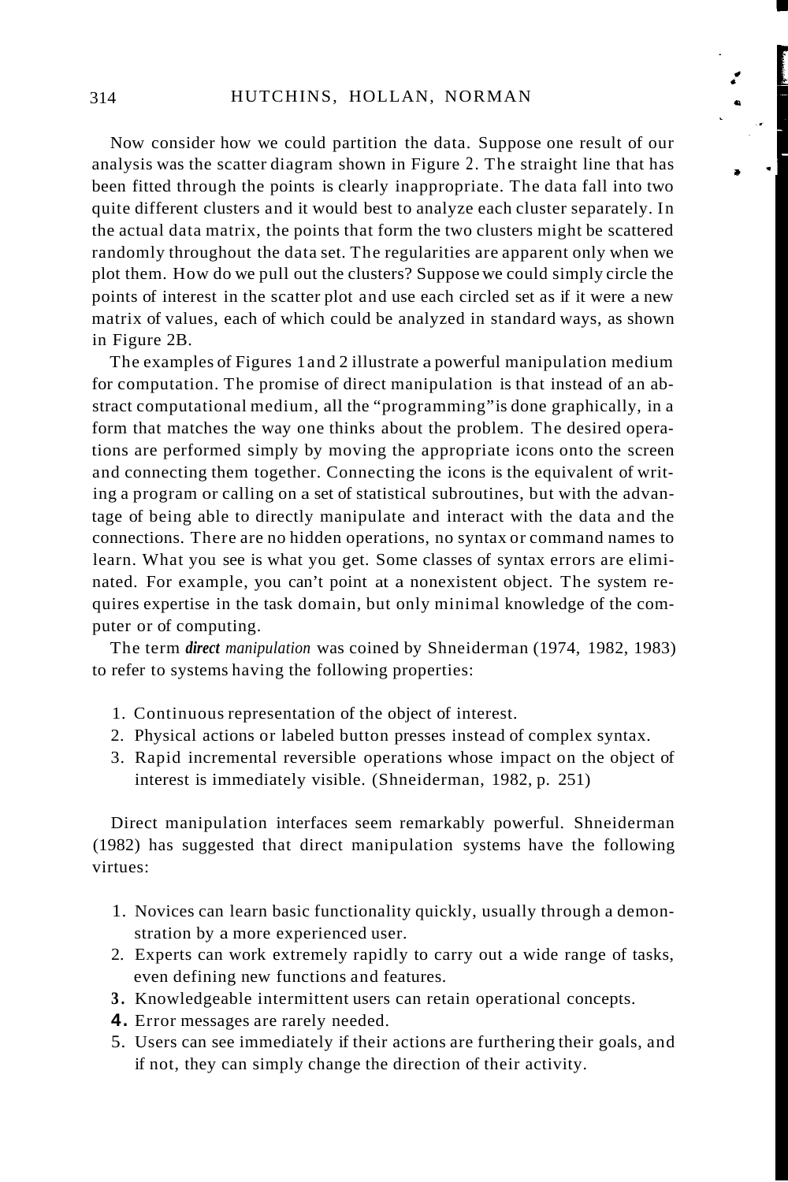Now consider how we could partition the data. Suppose one result of our analysis was the scatter diagram shown in Figure 2. The straight line that has been fitted through the points is clearly inappropriate. The data fall into two quite different clusters and it would best to analyze each cluster separately. In the actual data matrix, the points that form the two clusters might be scattered randomly throughout the data set. The regularities are apparent only when we plot them. How do we pull out the clusters? Suppose we could simply circle the points of interest in the scatter plot and use each circled set as if it were a new matrix of values, each of which could be analyzed in standard ways, as shown in Figure 2B.

The examples of Figures 1 and 2 illustrate a powerful manipulation medium for computation. The promise of direct manipulation is that instead of an abstract computational medium, all the "programming" is done graphically, in a form that matches the way one thinks about the problem. The desired operations are performed simply by moving the appropriate icons onto the screen and connecting them together. Connecting the icons is the equivalent of writing a program or calling on a set of statistical subroutines, but with the advantage of being able to directly manipulate and interact with the data and the connections. There are no hidden operations, no syntax or command names to learn. What you see is what you get. Some classes of syntax errors are eliminated. For example, you can't point at a nonexistent object. The system requires expertise in the task domain, but only minimal knowledge of the computer or of computing.

The term ***direct** manipulation* was coined by Shneiderman (1974, 1982, 1983) to refer to systems having the following properties:

1. Continuous representation of the object of interest.
2. Physical actions or labeled button presses instead of complex syntax.
3. Rapid incremental reversible operations whose impact on the object of interest is immediately visible. (Shneiderman, 1982, p. 251)

Direct manipulation interfaces seem remarkably powerful. Shneiderman (1982) has suggested that direct manipulation systems have the following virtues:

1. Novices can learn basic functionality quickly, usually through a demonstration by a more experienced user.
2. Experts can work extremely rapidly to carry out a wide range of tasks, even defining new functions and features.
3. Knowledgeable intermittent users can retain operational concepts.
4. Error messages are rarely needed.
5. Users can see immediately if their actions are furthering their goals, and if not, they can simply change the direction of their activity.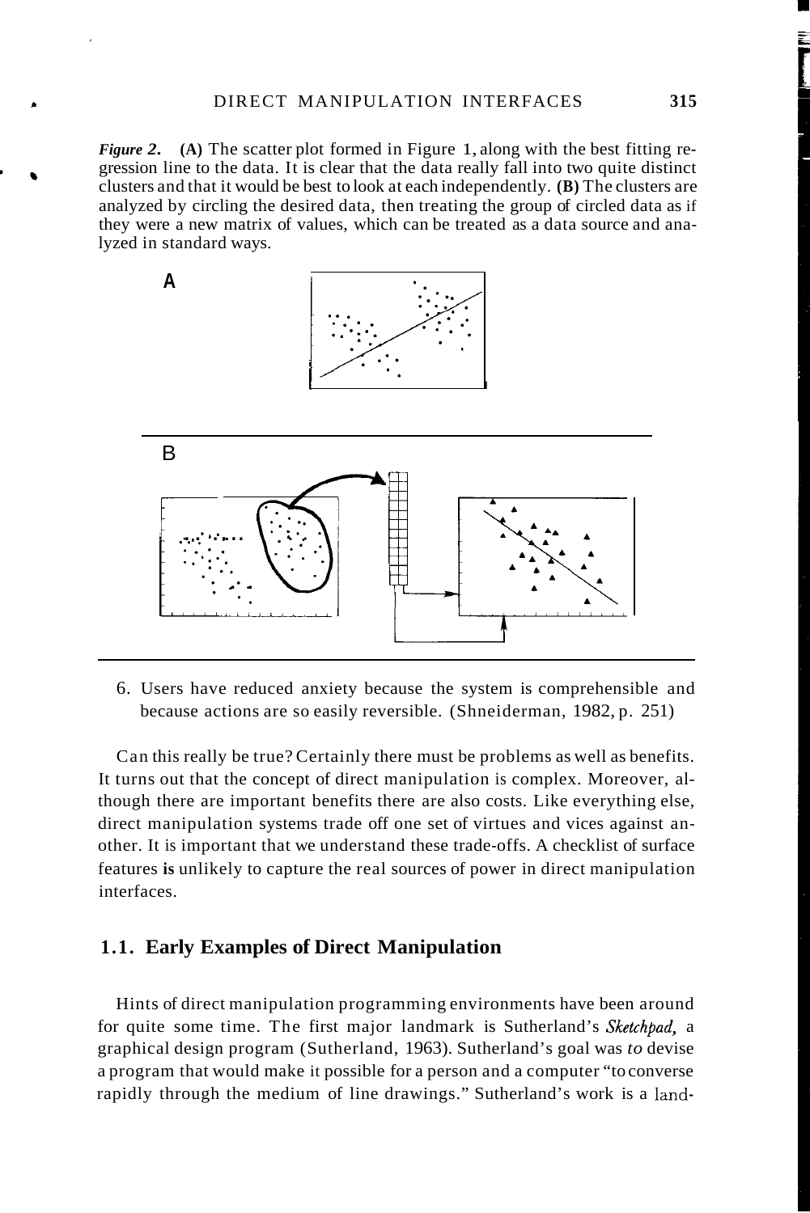*Figure 2.* **(A)** The scatter plot formed in Figure 1, along with the best fitting regression line to the data. It is clear that the data really fall into two quite distinct clusters and that it would be best to look at each independently. **(B)** The clusters are analyzed by circling the desired data, then treating the group of circled data as if they were a new matrix of values, which can be treated as a data source and analyzed in standard ways.

6. Users have reduced anxiety because the system is comprehensible and because actions are so easily reversible. (Shneiderman, 1982, p. 251)

Can this really be true? Certainly there must be problems as well as benefits. It turns out that the concept of direct manipulation is complex. Moreover, although there are important benefits there are also costs. Like everything else, direct manipulation systems trade off one set of virtues and vices against another. It is important that we understand these trade-offs. A checklist of surface features **is** unlikely to capture the real sources of power in direct manipulation interfaces.

## 1.1. Early Examples of Direct Manipulation

Hints of direct manipulation programming environments have been around for quite some time. The first major landmark is Sutherland's *Sketchpad,* a graphical design program (Sutherland, 1963). Sutherland's goal was *to* devise a program that would make it possible for a person and a computer "to converse rapidly through the medium of line drawings." Sutherland's work is a land-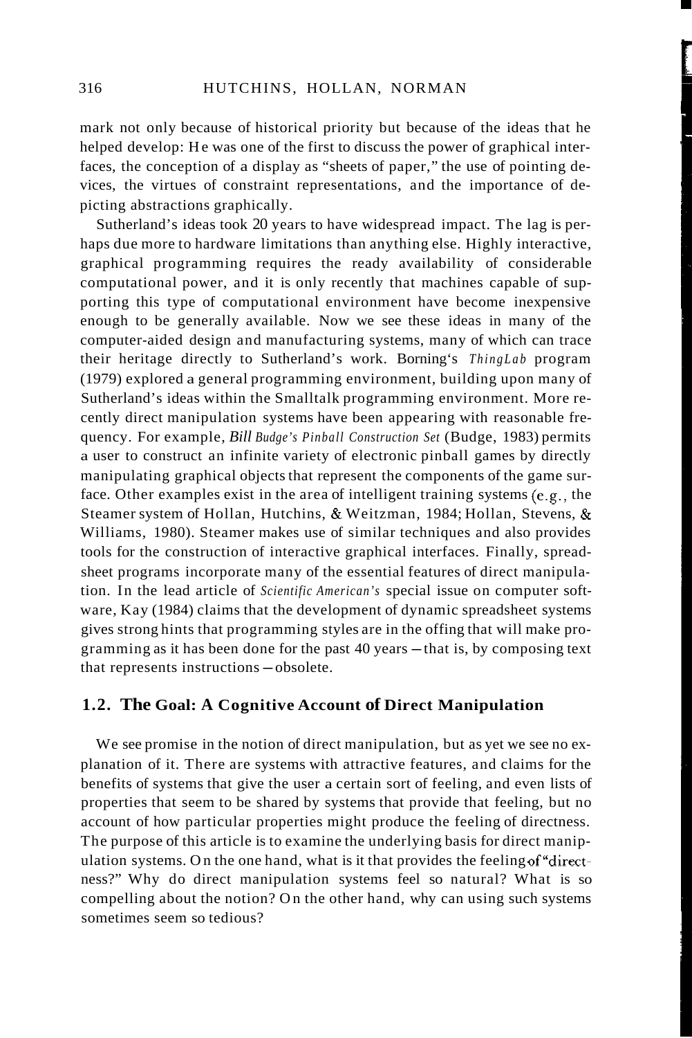mark not only because of historical priority but because of the ideas that he helped develop: He was one of the first to discuss the power of graphical interfaces, the conception of a display as "sheets of paper," the use of pointing devices, the virtues of constraint representations, and the importance of depicting abstractions graphically.

Sutherland's ideas took 20 years to have widespread impact. The lag is perhaps due more to hardware limitations than anything else. Highly interactive, graphical programming requires the ready availability of considerable computational power, and it is only recently that machines capable of supporting this type of computational environment have become inexpensive enough to be generally available. Now we see these ideas in many of the computer-aided design and manufacturing systems, many of which can trace their heritage directly to Sutherland's work. Borning's *ThingLab* program (1979) explored a general programming environment, building upon many of Sutherland's ideas within the Smalltalk programming environment. More recently direct manipulation systems have been appearing with reasonable frequency. For example, *Bill Budge's Pinball Construction Set* (Budge, 1983) permits a user to construct an infinite variety of electronic pinball games by directly manipulating graphical objects that represent the components of the game surface. Other examples exist in the area of intelligent training systems (e.g., the Steamer system of Hollan, Hutchins, & Weitzman, 1984; Hollan, Stevens, & Williams, 1980). Steamer makes use of similar techniques and also provides tools for the construction of interactive graphical interfaces. Finally, spreadsheet programs incorporate many of the essential features of direct manipulation. In the lead article of *Scientific American's* special issue on computer software, Kay (1984) claims that the development of dynamic spreadsheet systems gives strong hints that programming styles are in the offing that will make programming as it has been done for the past 40 years – that is, by composing text that represents instructions – obsolete.

## 1.2. The Goal: A Cognitive Account of Direct Manipulation

We see promise in the notion of direct manipulation, but as yet we see no explanation of it. There are systems with attractive features, and claims for the benefits of systems that give the user a certain sort of feeling, and even lists of properties that seem to be shared by systems that provide that feeling, but no account of how particular properties might produce the feeling of directness. The purpose of this article is to examine the underlying basis for direct manipulation systems. On the one hand, what is it that provides the feeling of "directness?" Why do direct manipulation systems feel so natural? What is so compelling about the notion? On the other hand, why can using such systems sometimes seem so tedious?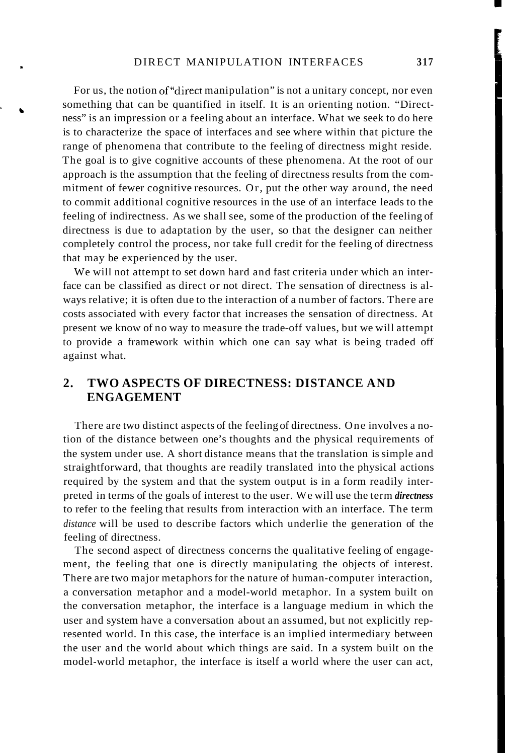For us, the notion of "direct manipulation" is not a unitary concept, nor even something that can be quantified in itself. It is an orienting notion. "Directness" is an impression or a feeling about an interface. What we seek to do here is to characterize the space of interfaces and see where within that picture the range of phenomena that contribute to the feeling of directness might reside. The goal is to give cognitive accounts of these phenomena. At the root of our approach is the assumption that the feeling of directness results from the commitment of fewer cognitive resources. Or, put the other way around, the need to commit additional cognitive resources in the use of an interface leads to the feeling of indirectness. As we shall see, some of the production of the feeling of directness is due to adaptation by the user, so that the designer can neither completely control the process, nor take full credit for the feeling of directness that may be experienced by the user.

We will not attempt to set down hard and fast criteria under which an interface can be classified as direct or not direct. The sensation of directness is always relative; it is often due to the interaction of a number of factors. There are costs associated with every factor that increases the sensation of directness. At present we know of no way to measure the trade-off values, but we will attempt to provide a framework within which one can say what is being traded off against what.

## 2. TWO ASPECTS OF DIRECTNESS: DISTANCE AND ENGAGEMENT

There are two distinct aspects of the feeling of directness. One involves a notion of the distance between one's thoughts and the physical requirements of the system under use. A short distance means that the translation is simple and straightforward, that thoughts are readily translated into the physical actions required by the system and that the system output is in a form readily interpreted in terms of the goals of interest to the user. We will use the term ***directness*** to refer to the feeling that results from interaction with an interface. The term *distance* will be used to describe factors which underlie the generation of the feeling of directness.

The second aspect of directness concerns the qualitative feeling of engagement, the feeling that one is directly manipulating the objects of interest. There are two major metaphors for the nature of human-computer interaction, a conversation metaphor and a model-world metaphor. In a system built on the conversation metaphor, the interface is a language medium in which the user and system have a conversation about an assumed, but not explicitly represented world. In this case, the interface is an implied intermediary between the user and the world about which things are said. In a system built on the model-world metaphor, the interface is itself a world where the user can act,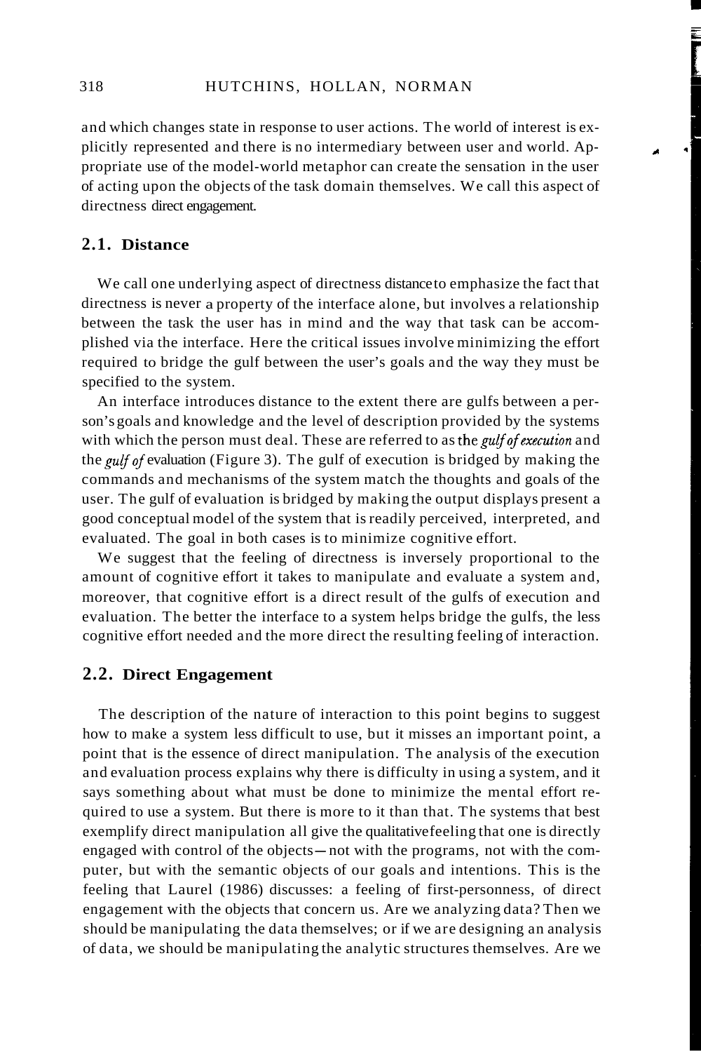and which changes state in response to user actions. The world of interest is explicitly represented and there is no intermediary between user and world. Appropriate use of the model-world metaphor can create the sensation in the user of acting upon the objects of the task domain themselves. We call this aspect of directness *direct engagement*.

## 2.1. Distance

We call one underlying aspect of directness *distance* to emphasize the fact that directness is never a property of the interface alone, but involves a relationship between the task the user has in mind and the way that task can be accomplished via the interface. Here the critical issues involve minimizing the effort required to bridge the gulf between the user's goals and the way they must be specified to the system.

An interface introduces distance to the extent there are gulfs between a person's goals and knowledge and the level of description provided by the systems with which the person must deal. These are referred to as the *gulf of execution* and the *gulf of evaluation* (Figure 3). The gulf of execution is bridged by making the commands and mechanisms of the system match the thoughts and goals of the user. The gulf of evaluation is bridged by making the output displays present a good conceptual model of the system that is readily perceived, interpreted, and evaluated. The goal in both cases is to minimize cognitive effort.

We suggest that the feeling of directness is inversely proportional to the amount of cognitive effort it takes to manipulate and evaluate a system and, moreover, that cognitive effort is a direct result of the gulfs of execution and evaluation. The better the interface to a system helps bridge the gulfs, the less cognitive effort needed and the more direct the resulting feeling of interaction.

## 2.2. Direct Engagement

The description of the nature of interaction to this point begins to suggest how to make a system less difficult to use, but it misses an important point, a point that is the essence of direct manipulation. The analysis of the execution and evaluation process explains why there is difficulty in using a system, and it says something about what must be done to minimize the mental effort required to use a system. But there is more to it than that. The systems that best exemplify direct manipulation all give the *qualitative* feeling that one is directly engaged with control of the objects—not with the programs, not with the computer, but with the semantic objects of our goals and intentions. This is the feeling that Laurel (1986) discusses: a feeling of first-personness, of direct engagement with the objects that concern us. Are we analyzing data? Then we should be manipulating the data themselves; or if we are designing an analysis of data, we should be manipulating the analytic structures themselves. Are we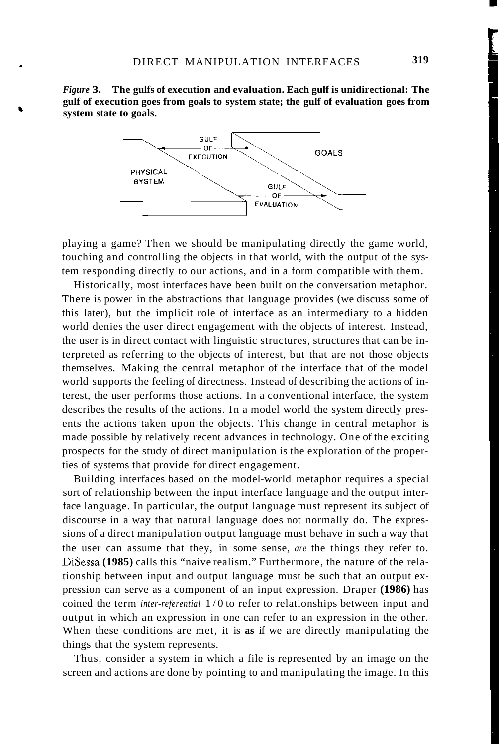*Figure* **3. The gulfs of execution and evaluation. Each gulf is unidirectional: The gulf of execution goes from goals to system state; the gulf of evaluation goes from system state to goals.**

GULF
OF
EXECUTION

GOALS

PHYSICAL
SYSTEM

GULF
OF
EVALUATION

playing a game? Then we should be manipulating directly the game world, touching and controlling the objects in that world, with the output of the system responding directly to our actions, and in a form compatible with them.

Historically, most interfaces have been built on the conversation metaphor. There is power in the abstractions that language provides (we discuss some of this later), but the implicit role of interface as an intermediary to a hidden world denies the user direct engagement with the objects of interest. Instead, the user is in direct contact with linguistic structures, structures that can be interpreted as referring to the objects of interest, but that are not those objects themselves. Making the central metaphor of the interface that of the model world supports the feeling of directness. Instead of describing the actions of interest, the user performs those actions. In a conventional interface, the system describes the results of the actions. In a model world the system directly presents the actions taken upon the objects. This change in central metaphor is made possible by relatively recent advances in technology. One of the exciting prospects for the study of direct manipulation is the exploration of the properties of systems that provide for direct engagement.

Building interfaces based on the model-world metaphor requires a special sort of relationship between the input interface language and the output interface language. In particular, the output language must represent its subject of discourse in a way that natural language does not normally do. The expressions of a direct manipulation output language must behave in such a way that the user can assume that they, in some sense, *are* the things they refer to. DiSessa **(1985)** calls this "naive realism." Furthermore, the nature of the relationship between input and output language must be such that an output expression can serve as a component of an input expression. Draper **(1986)** has coined the term *inter-referential* 1/0 to refer to relationships between input and output in which an expression in one can refer to an expression in the other. When these conditions are met, it is **as** if we are directly manipulating the things that the system represents.

Thus, consider a system in which a file is represented by an image on the screen and actions are done by pointing to and manipulating the image. In this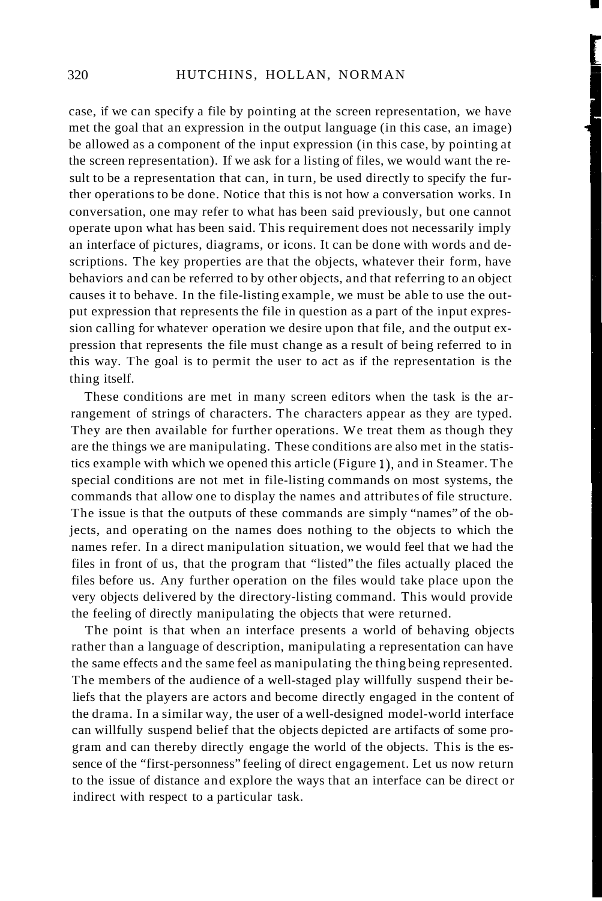case, if we can specify a file by pointing at the screen representation, we have met the goal that an expression in the output language (in this case, an image) be allowed as a component of the input expression (in this case, by pointing at the screen representation). If we ask for a listing of files, we would want the result to be a representation that can, in turn, be used directly to specify the further operations to be done. Notice that this is not how a conversation works. In conversation, one may refer to what has been said previously, but one cannot operate upon what has been said. This requirement does not necessarily imply an interface of pictures, diagrams, or icons. It can be done with words and descriptions. The key properties are that the objects, whatever their form, have behaviors and can be referred to by other objects, and that referring to an object causes it to behave. In the file-listing example, we must be able to use the output expression that represents the file in question as a part of the input expression calling for whatever operation we desire upon that file, and the output expression that represents the file must change as a result of being referred to in this way. The goal is to permit the user to act as if the representation is the thing itself.

These conditions are met in many screen editors when the task is the arrangement of strings of characters. The characters appear as they are typed. They are then available for further operations. We treat them as though they are the things we are manipulating. These conditions are also met in the statistics example with which we opened this article (Figure 1), and in Steamer. The special conditions are not met in file-listing commands on most systems, the commands that allow one to display the names and attributes of file structure. The issue is that the outputs of these commands are simply "names" of the objects, and operating on the names does nothing to the objects to which the names refer. In a direct manipulation situation, we would feel that we had the files in front of us, that the program that "listed" the files actually placed the files before us. Any further operation on the files would take place upon the very objects delivered by the directory-listing command. This would provide the feeling of directly manipulating the objects that were returned.

The point is that when an interface presents a world of behaving objects rather than a language of description, manipulating a representation can have the same effects and the same feel as manipulating the thing being represented. The members of the audience of a well-staged play willfully suspend their beliefs that the players are actors and become directly engaged in the content of the drama. In a similar way, the user of a well-designed model-world interface can willfully suspend belief that the objects depicted are artifacts of some program and can thereby directly engage the world of the objects. This is the essence of the "first-personness" feeling of direct engagement. Let us now return to the issue of distance and explore the ways that an interface can be direct or indirect with respect to a particular task.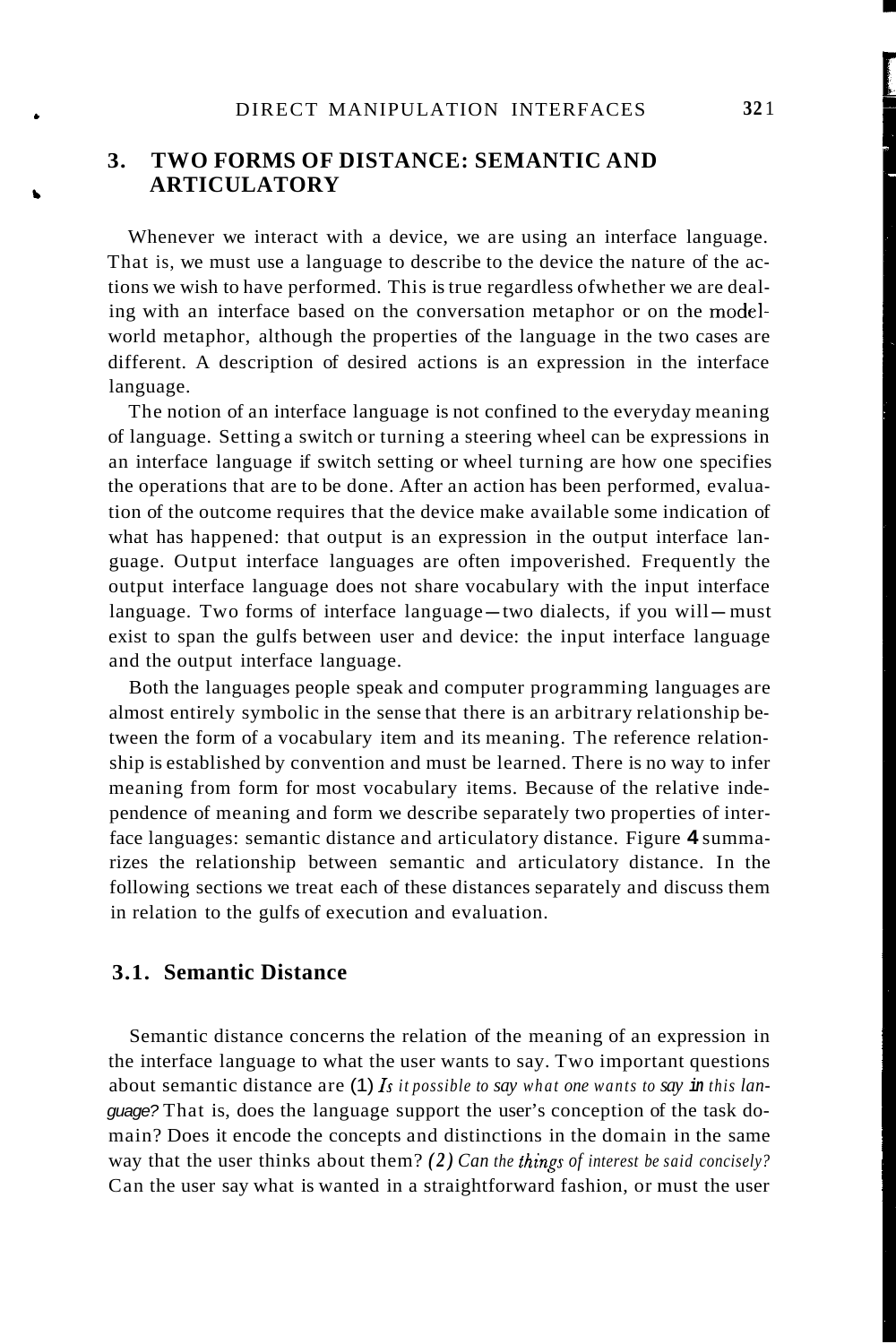## 3. TWO FORMS OF DISTANCE: SEMANTIC AND ARTICULATORY

Whenever we interact with a device, we are using an interface language. That is, we must use a language to describe to the device the nature of the actions we wish to have performed. This is true regardless of whether we are dealing with an interface based on the conversation metaphor or on the model-world metaphor, although the properties of the language in the two cases are different. A description of desired actions is an expression in the interface language.

The notion of an interface language is not confined to the everyday meaning of language. Setting a switch or turning a steering wheel can be expressions in an interface language if switch setting or wheel turning are how one specifies the operations that are to be done. After an action has been performed, evaluation of the outcome requires that the device make available some indication of what has happened: that output is an expression in the output interface language. Output interface languages are often impoverished. Frequently the output interface language does not share vocabulary with the input interface language. Two forms of interface language—two dialects, if you will—must exist to span the gulfs between user and device: the input interface language and the output interface language.

Both the languages people speak and computer programming languages are almost entirely symbolic in the sense that there is an arbitrary relationship between the form of a vocabulary item and its meaning. The reference relationship is established by convention and must be learned. There is no way to infer meaning from form for most vocabulary items. Because of the relative independence of meaning and form we describe separately two properties of interface languages: semantic distance and articulatory distance. Figure 4 summarizes the relationship between semantic and articulatory distance. In the following sections we treat each of these distances separately and discuss them in relation to the gulfs of execution and evaluation.

### 3.1. Semantic Distance

Semantic distance concerns the relation of the meaning of an expression in the interface language to what the user wants to say. Two important questions about semantic distance are (1) *Is it possible to say what one wants to say in this language?* That is, does the language support the user's conception of the task domain? Does it encode the concepts and distinctions in the domain in the same way that the user thinks about them? (2) *Can the things of interest be said concisely?* Can the user say what is wanted in a straightforward fashion, or must the user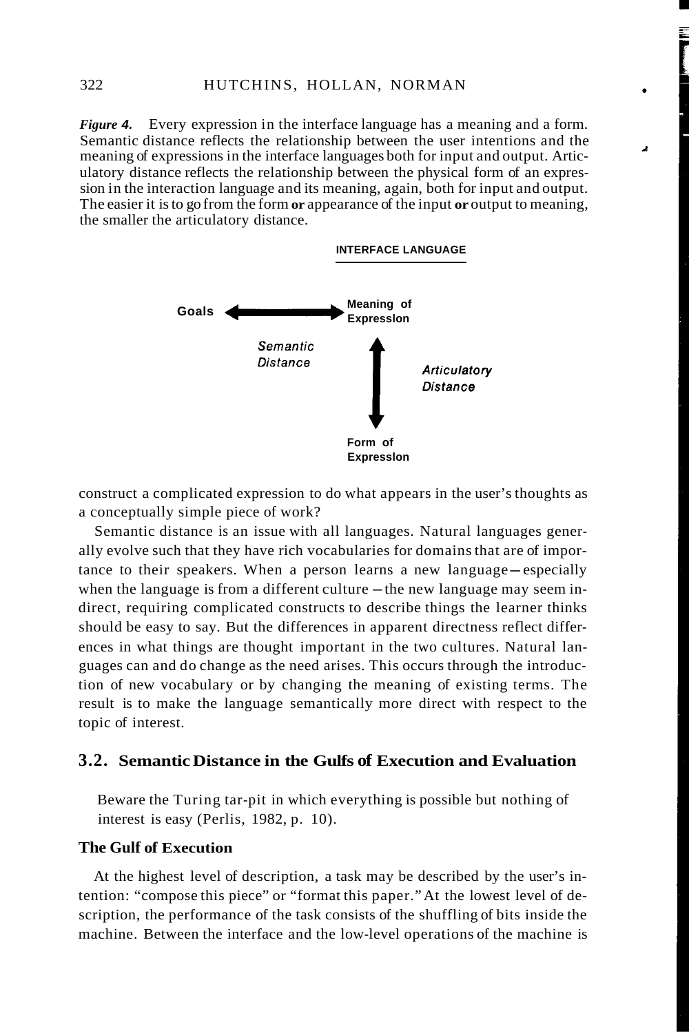*Figure 4.* Every expression in the interface language has a meaning and a form. Semantic distance reflects the relationship between the user intentions and the meaning of expressions in the interface languages both for input and output. Articulatory distance reflects the relationship between the physical form of an expression in the interaction language and its meaning, again, both for input and output. The easier it is to go from the form **or** appearance of the input **or** output to meaning, the smaller the articulatory distance.

**INTERFACE LANGUAGE**

**Goals** ⟷ **Meaning of Expression**

*Semantic Distance*

*Articulatory Distance*

**Form of Expression**

construct a complicated expression to do what appears in the user's thoughts as a conceptually simple piece of work?

Semantic distance is an issue with all languages. Natural languages generally evolve such that they have rich vocabularies for domains that are of importance to their speakers. When a person learns a new language—especially when the language is from a different culture—the new language may seem indirect, requiring complicated constructs to describe things the learner thinks should be easy to say. But the differences in apparent directness reflect differences in what things are thought important in the two cultures. Natural languages can and do change as the need arises. This occurs through the introduction of new vocabulary or by changing the meaning of existing terms. The result is to make the language semantically more direct with respect to the topic of interest.

## 3.2. Semantic Distance in the Gulfs of Execution and Evaluation

> Beware the Turing tar-pit in which everything is possible but nothing of interest is easy (Perlis, 1982, p. 10).

### The Gulf of Execution

At the highest level of description, a task may be described by the user's intention: "compose this piece" or "format this paper." At the lowest level of description, the performance of the task consists of the shuffling of bits inside the machine. Between the interface and the low-level operations of the machine is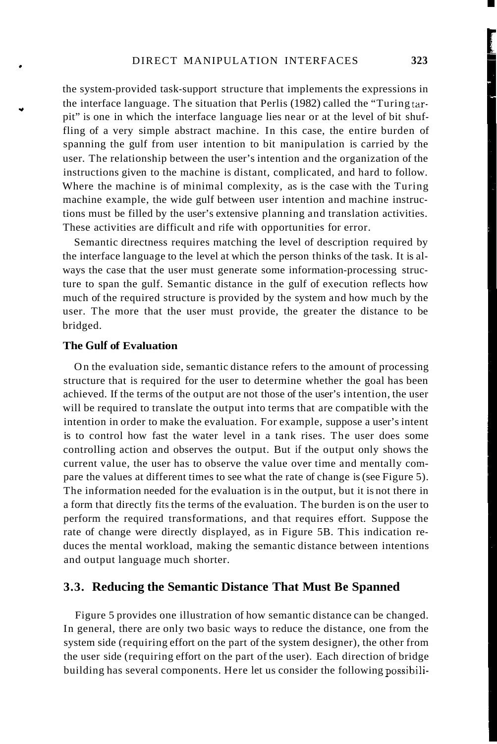the system-provided task-support structure that implements the expressions in the interface language. The situation that Perlis (1982) called the "Turing tar-pit" is one in which the interface language lies near or at the level of bit shuffling of a very simple abstract machine. In this case, the entire burden of spanning the gulf from user intention to bit manipulation is carried by the user. The relationship between the user's intention and the organization of the instructions given to the machine is distant, complicated, and hard to follow. Where the machine is of minimal complexity, as is the case with the Turing machine example, the wide gulf between user intention and machine instructions must be filled by the user's extensive planning and translation activities. These activities are difficult and rife with opportunities for error.

Semantic directness requires matching the level of description required by the interface language to the level at which the person thinks of the task. It is always the case that the user must generate some information-processing structure to span the gulf. Semantic distance in the gulf of execution reflects how much of the required structure is provided by the system and how much by the user. The more that the user must provide, the greater the distance to be bridged.

### The Gulf of Evaluation

On the evaluation side, semantic distance refers to the amount of processing structure that is required for the user to determine whether the goal has been achieved. If the terms of the output are not those of the user's intention, the user will be required to translate the output into terms that are compatible with the intention in order to make the evaluation. For example, suppose a user's intent is to control how fast the water level in a tank rises. The user does some controlling action and observes the output. But if the output only shows the current value, the user has to observe the value over time and mentally compare the values at different times to see what the rate of change is (see Figure 5). The information needed for the evaluation is in the output, but it is not there in a form that directly fits the terms of the evaluation. The burden is on the user to perform the required transformations, and that requires effort. Suppose the rate of change were directly displayed, as in Figure 5B. This indication reduces the mental workload, making the semantic distance between intentions and output language much shorter.

## 3.3. Reducing the Semantic Distance That Must Be Spanned

Figure 5 provides one illustration of how semantic distance can be changed. In general, there are only two basic ways to reduce the distance, one from the system side (requiring effort on the part of the system designer), the other from the user side (requiring effort on the part of the user). Each direction of bridge building has several components. Here let us consider the following possibili-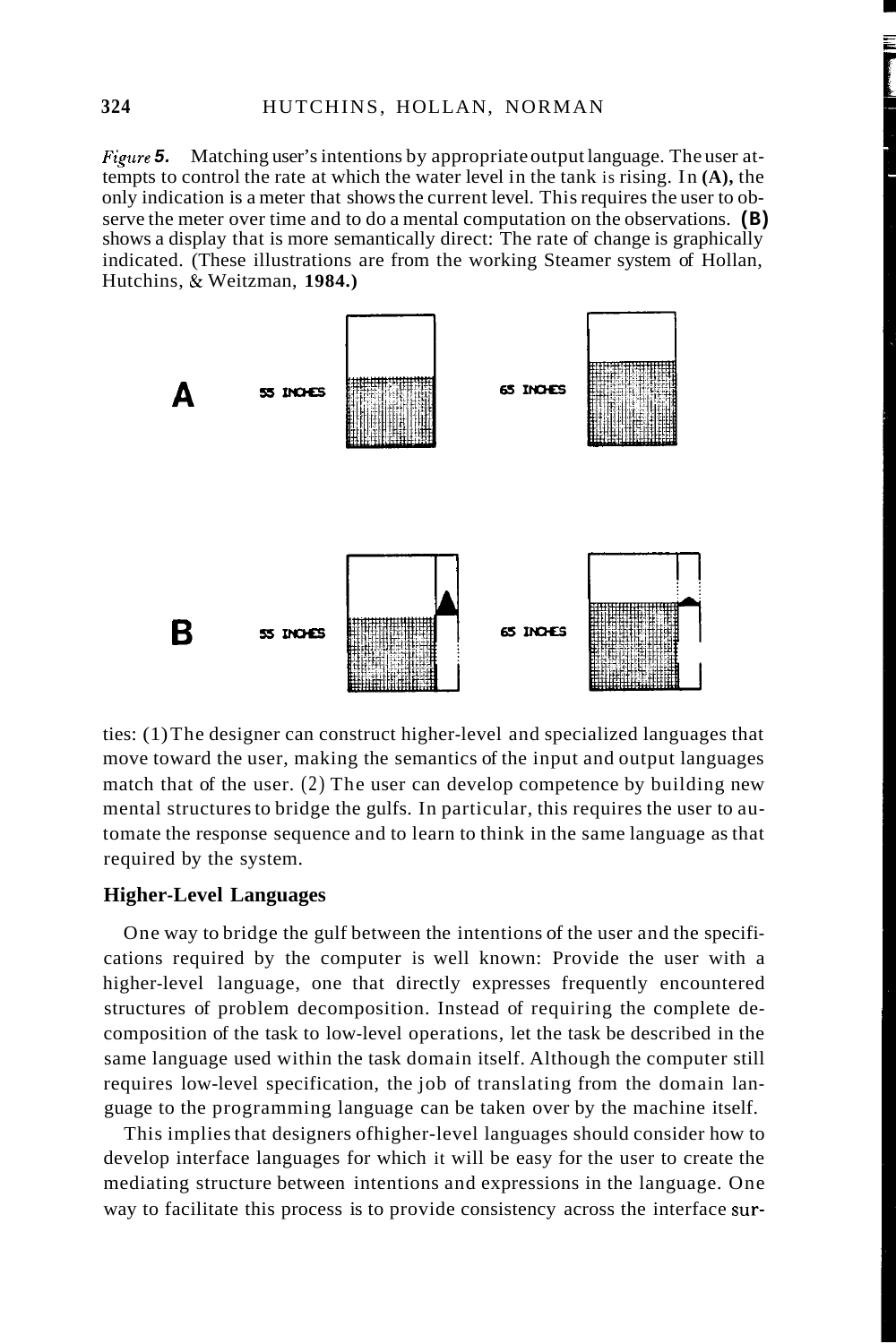*Figure 5.* Matching user's intentions by appropriate output language. The user attempts to control the rate at which the water level in the tank is rising. In **(A),** the only indication is a meter that shows the current level. This requires the user to observe the meter over time and to do a mental computation on the observations. **(B)** shows a display that is more semantically direct: The rate of change is graphically indicated. (These illustrations are from the working Steamer system of Hollan, Hutchins, & Weitzman, **1984.)**

ties: (1) The designer can construct higher-level and specialized languages that move toward the user, making the semantics of the input and output languages match that of the user. (2) The user can develop competence by building new mental structures to bridge the gulfs. In particular, this requires the user to automate the response sequence and to learn to think in the same language as that required by the system.

### Higher-Level Languages

One way to bridge the gulf between the intentions of the user and the specifications required by the computer is well known: Provide the user with a higher-level language, one that directly expresses frequently encountered structures of problem decomposition. Instead of requiring the complete decomposition of the task to low-level operations, let the task be described in the same language used within the task domain itself. Although the computer still requires low-level specification, the job of translating from the domain language to the programming language can be taken over by the machine itself.

This implies that designers ofhigher-level languages should consider how to develop interface languages for which it will be easy for the user to create the mediating structure between intentions and expressions in the language. One way to facilitate this process is to provide consistency across the interface sur-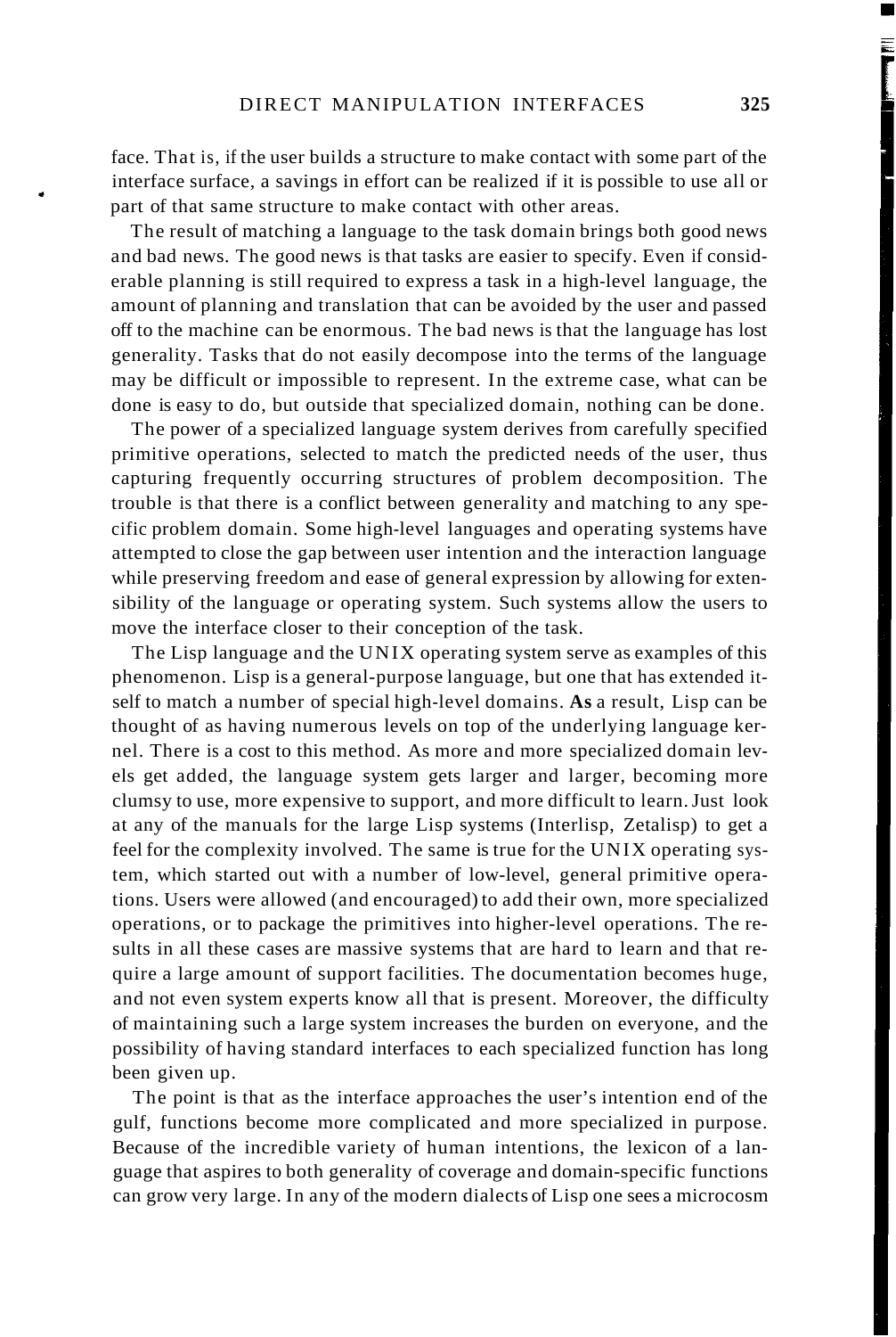face. That is, if the user builds a structure to make contact with some part of the interface surface, a savings in effort can be realized if it is possible to use all or part of that same structure to make contact with other areas.

The result of matching a language to the task domain brings both good news and bad news. The good news is that tasks are easier to specify. Even if considerable planning is still required to express a task in a high-level language, the amount of planning and translation that can be avoided by the user and passed off to the machine can be enormous. The bad news is that the language has lost generality. Tasks that do not easily decompose into the terms of the language may be difficult or impossible to represent. In the extreme case, what can be done is easy to do, but outside that specialized domain, nothing can be done.

The power of a specialized language system derives from carefully specified primitive operations, selected to match the predicted needs of the user, thus capturing frequently occurring structures of problem decomposition. The trouble is that there is a conflict between generality and matching to any specific problem domain. Some high-level languages and operating systems have attempted to close the gap between user intention and the interaction language while preserving freedom and ease of general expression by allowing for extensibility of the language or operating system. Such systems allow the users to move the interface closer to their conception of the task.

The Lisp language and the UNIX operating system serve as examples of this phenomenon. Lisp is a general-purpose language, but one that has extended itself to match a number of special high-level domains. As a result, Lisp can be thought of as having numerous levels on top of the underlying language kernel. There is a cost to this method. As more and more specialized domain levels get added, the language system gets larger and larger, becoming more clumsy to use, more expensive to support, and more difficult to learn. Just look at any of the manuals for the large Lisp systems (Interlisp, Zetalisp) to get a feel for the complexity involved. The same is true for the UNIX operating system, which started out with a number of low-level, general primitive operations. Users were allowed (and encouraged) to add their own, more specialized operations, or to package the primitives into higher-level operations. The results in all these cases are massive systems that are hard to learn and that require a large amount of support facilities. The documentation becomes huge, and not even system experts know all that is present. Moreover, the difficulty of maintaining such a large system increases the burden on everyone, and the possibility of having standard interfaces to each specialized function has long been given up.

The point is that as the interface approaches the user's intention end of the gulf, functions become more complicated and more specialized in purpose. Because of the incredible variety of human intentions, the lexicon of a language that aspires to both generality of coverage and domain-specific functions can grow very large. In any of the modern dialects of Lisp one sees a microcosm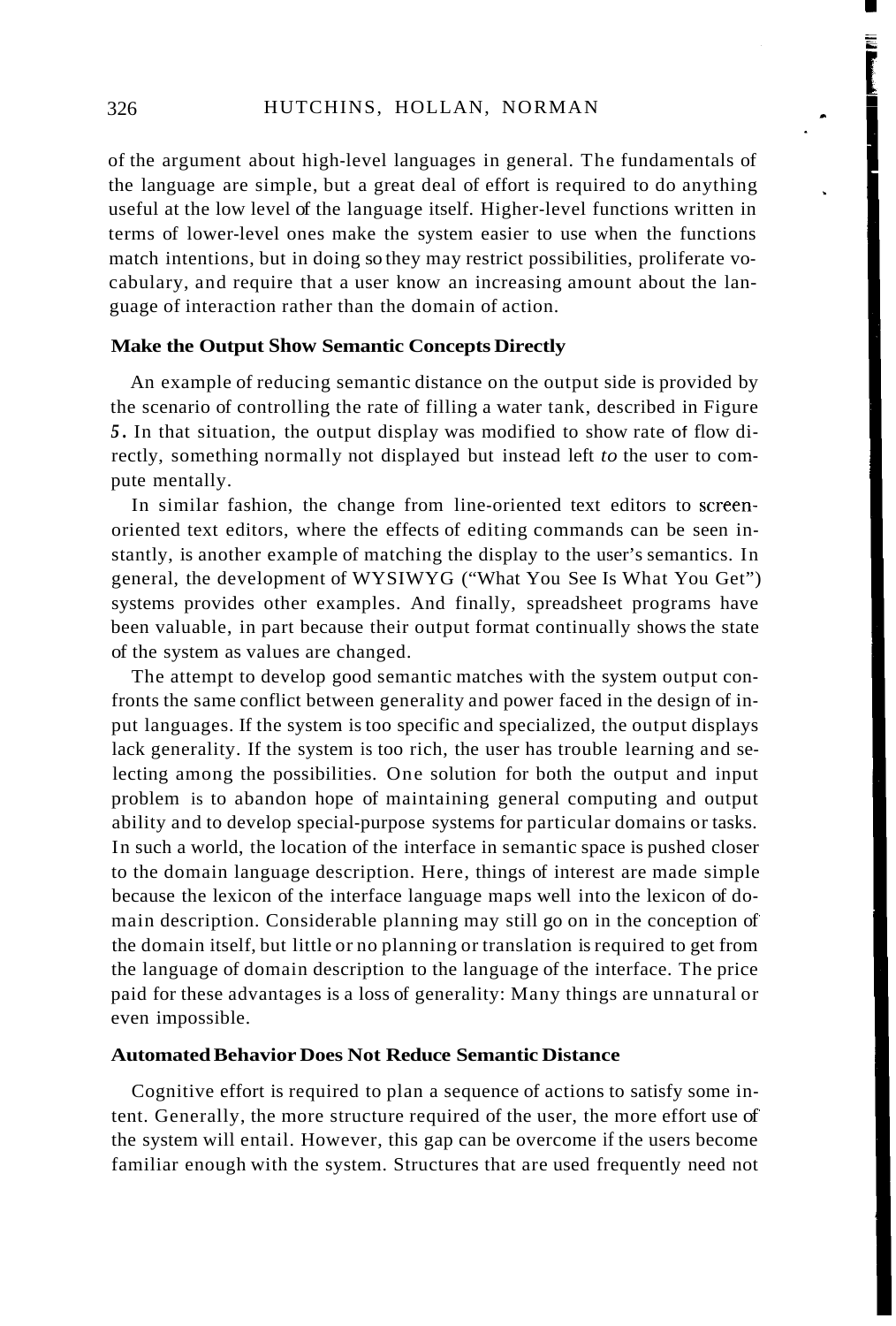of the argument about high-level languages in general. The fundamentals of the language are simple, but a great deal of effort is required to do anything useful at the low level of the language itself. Higher-level functions written in terms of lower-level ones make the system easier to use when the functions match intentions, but in doing so they may restrict possibilities, proliferate vocabulary, and require that a user know an increasing amount about the language of interaction rather than the domain of action.

### Make the Output Show Semantic Concepts Directly

An example of reducing semantic distance on the output side is provided by the scenario of controlling the rate of filling a water tank, described in Figure 5. In that situation, the output display was modified to show rate of flow directly, something normally not displayed but instead left *to* the user to compute mentally.

In similar fashion, the change from line-oriented text editors to screen-oriented text editors, where the effects of editing commands can be seen instantly, is another example of matching the display to the user's semantics. In general, the development of WYSIWYG ("What You See Is What You Get") systems provides other examples. And finally, spreadsheet programs have been valuable, in part because their output format continually shows the state of the system as values are changed.

The attempt to develop good semantic matches with the system output confronts the same conflict between generality and power faced in the design of input languages. If the system is too specific and specialized, the output displays lack generality. If the system is too rich, the user has trouble learning and selecting among the possibilities. One solution for both the output and input problem is to abandon hope of maintaining general computing and output ability and to develop special-purpose systems for particular domains or tasks. In such a world, the location of the interface in semantic space is pushed closer to the domain language description. Here, things of interest are made simple because the lexicon of the interface language maps well into the lexicon of domain description. Considerable planning may still go on in the conception of the domain itself, but little or no planning or translation is required to get from the language of domain description to the language of the interface. The price paid for these advantages is a loss of generality: Many things are unnatural or even impossible.

### Automated Behavior Does Not Reduce Semantic Distance

Cognitive effort is required to plan a sequence of actions to satisfy some intent. Generally, the more structure required of the user, the more effort use of the system will entail. However, this gap can be overcome if the users become familiar enough with the system. Structures that are used frequently need not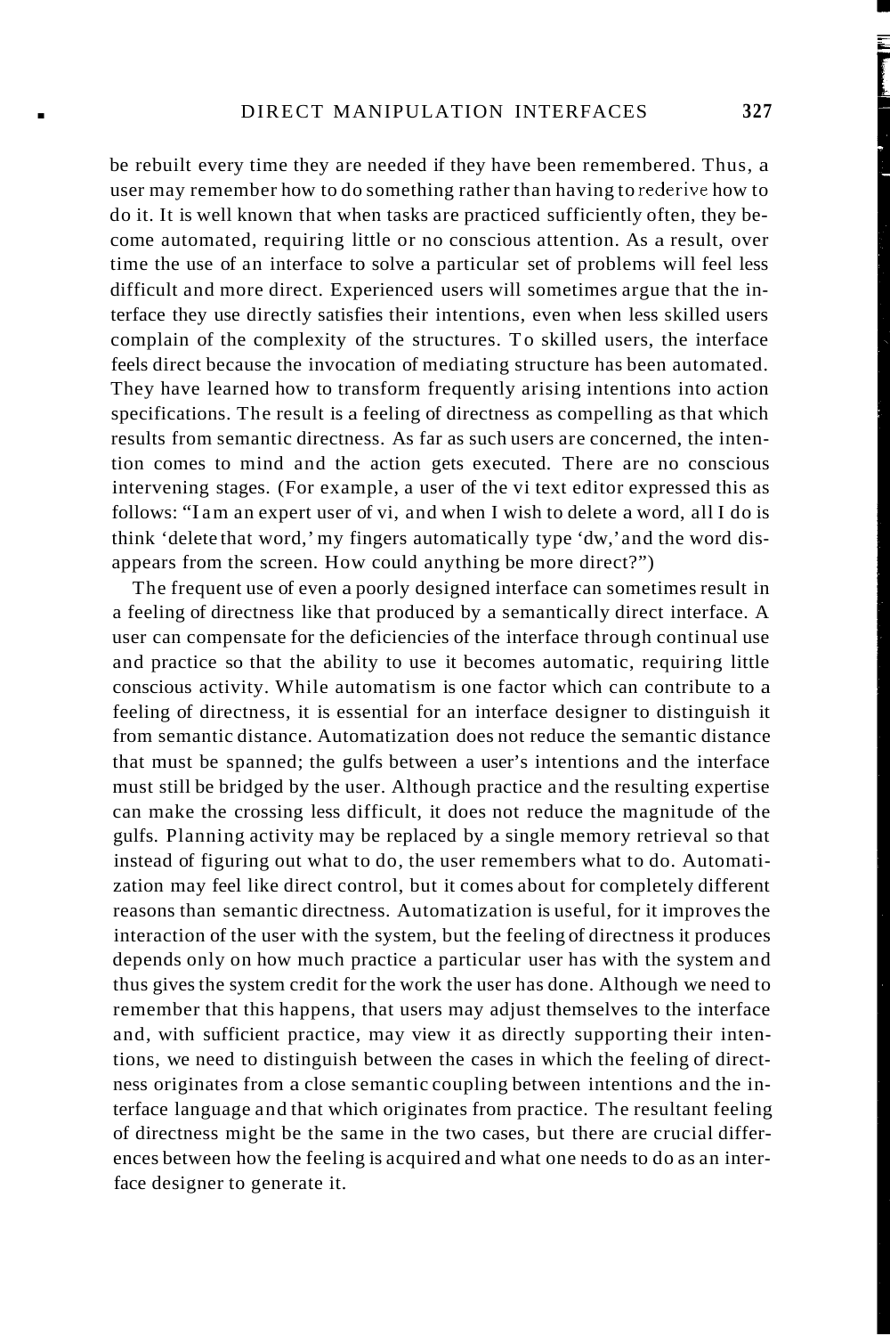be rebuilt every time they are needed if they have been remembered. Thus, a user may remember how to do something rather than having to rederive how to do it. It is well known that when tasks are practiced sufficiently often, they become automated, requiring little or no conscious attention. As a result, over time the use of an interface to solve a particular set of problems will feel less difficult and more direct. Experienced users will sometimes argue that the interface they use directly satisfies their intentions, even when less skilled users complain of the complexity of the structures. To skilled users, the interface feels direct because the invocation of mediating structure has been automated. They have learned how to transform frequently arising intentions into action specifications. The result is a feeling of directness as compelling as that which results from semantic directness. As far as such users are concerned, the intention comes to mind and the action gets executed. There are no conscious intervening stages. (For example, a user of the vi text editor expressed this as follows: "I am an expert user of vi, and when I wish to delete a word, all I do is think 'delete that word,' my fingers automatically type 'dw,' and the word disappears from the screen. How could anything be more direct?")

The frequent use of even a poorly designed interface can sometimes result in a feeling of directness like that produced by a semantically direct interface. A user can compensate for the deficiencies of the interface through continual use and practice so that the ability to use it becomes automatic, requiring little conscious activity. While automatism is one factor which can contribute to a feeling of directness, it is essential for an interface designer to distinguish it from semantic distance. Automatization does not reduce the semantic distance that must be spanned; the gulfs between a user's intentions and the interface must still be bridged by the user. Although practice and the resulting expertise can make the crossing less difficult, it does not reduce the magnitude of the gulfs. Planning activity may be replaced by a single memory retrieval so that instead of figuring out what to do, the user remembers what to do. Automatization may feel like direct control, but it comes about for completely different reasons than semantic directness. Automatization is useful, for it improves the interaction of the user with the system, but the feeling of directness it produces depends only on how much practice a particular user has with the system and thus gives the system credit for the work the user has done. Although we need to remember that this happens, that users may adjust themselves to the interface and, with sufficient practice, may view it as directly supporting their intentions, we need to distinguish between the cases in which the feeling of directness originates from a close semantic coupling between intentions and the interface language and that which originates from practice. The resultant feeling of directness might be the same in the two cases, but there are crucial differences between how the feeling is acquired and what one needs to do as an interface designer to generate it.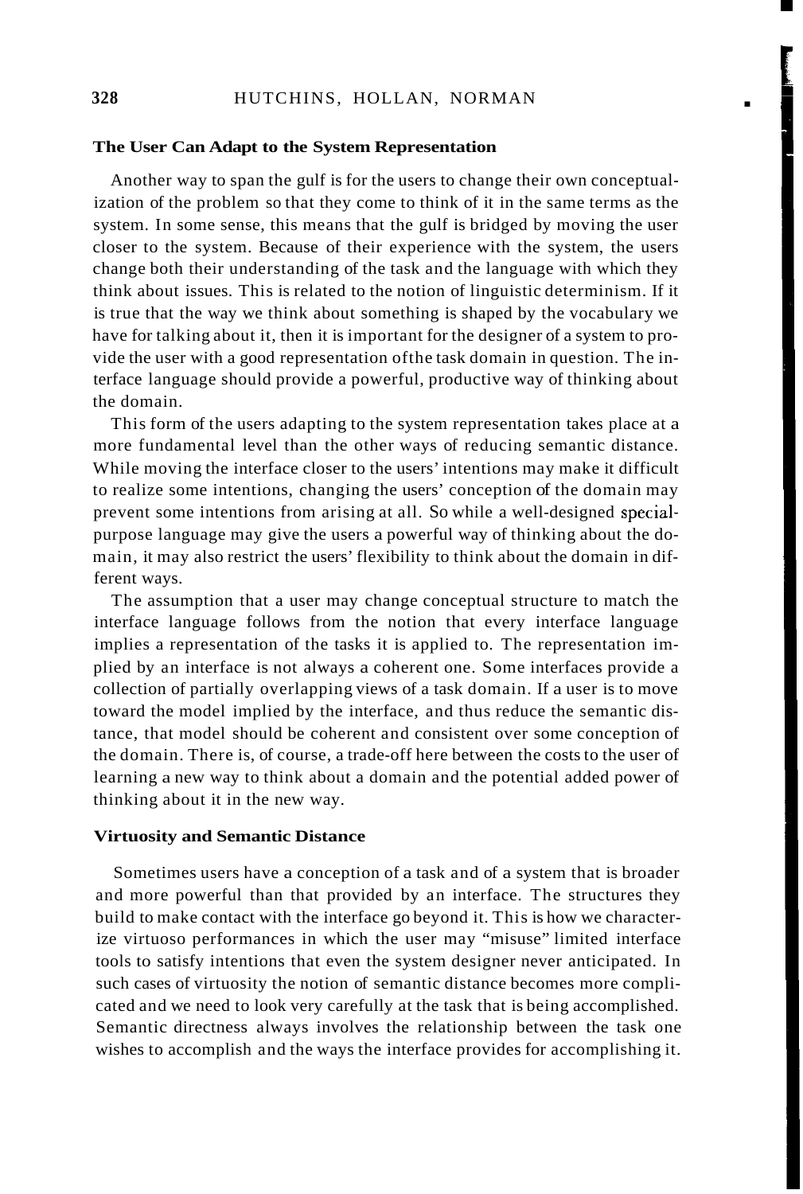### The User Can Adapt to the System Representation

Another way to span the gulf is for the users to change their own conceptualization of the problem so that they come to think of it in the same terms as the system. In some sense, this means that the gulf is bridged by moving the user closer to the system. Because of their experience with the system, the users change both their understanding of the task and the language with which they think about issues. This is related to the notion of linguistic determinism. If it is true that the way we think about something is shaped by the vocabulary we have for talking about it, then it is important for the designer of a system to provide the user with a good representation ofthe task domain in question. The interface language should provide a powerful, productive way of thinking about the domain.

This form of the users adapting to the system representation takes place at a more fundamental level than the other ways of reducing semantic distance. While moving the interface closer to the users' intentions may make it difficult to realize some intentions, changing the users' conception of the domain may prevent some intentions from arising at all. So while a well-designed special-purpose language may give the users a powerful way of thinking about the domain, it may also restrict the users' flexibility to think about the domain in different ways.

The assumption that a user may change conceptual structure to match the interface language follows from the notion that every interface language implies a representation of the tasks it is applied to. The representation implied by an interface is not always a coherent one. Some interfaces provide a collection of partially overlapping views of a task domain. If a user is to move toward the model implied by the interface, and thus reduce the semantic distance, that model should be coherent and consistent over some conception of the domain. There is, of course, a trade-off here between the costs to the user of learning a new way to think about a domain and the potential added power of thinking about it in the new way.

### Virtuosity and Semantic Distance

Sometimes users have a conception of a task and of a system that is broader and more powerful than that provided by an interface. The structures they build to make contact with the interface go beyond it. This is how we characterize virtuoso performances in which the user may "misuse" limited interface tools to satisfy intentions that even the system designer never anticipated. In such cases of virtuosity the notion of semantic distance becomes more complicated and we need to look very carefully at the task that is being accomplished. Semantic directness always involves the relationship between the task one wishes to accomplish and the ways the interface provides for accomplishing it.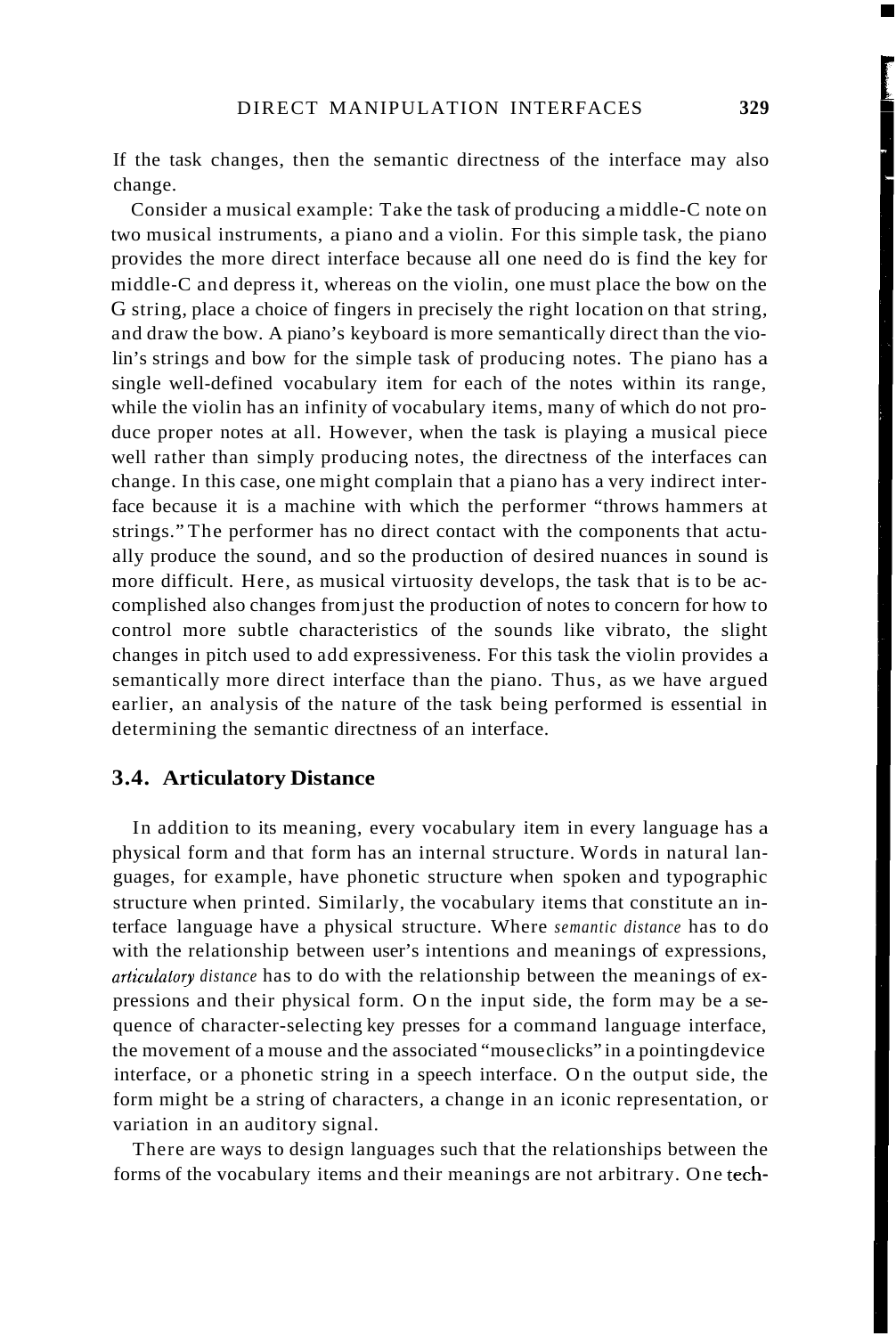If the task changes, then the semantic directness of the interface may also change.

Consider a musical example: Take the task of producing a middle-C note on two musical instruments, a piano and a violin. For this simple task, the piano provides the more direct interface because all one need do is find the key for middle-C and depress it, whereas on the violin, one must place the bow on the G string, place a choice of fingers in precisely the right location on that string, and draw the bow. A piano's keyboard is more semantically direct than the violin's strings and bow for the simple task of producing notes. The piano has a single well-defined vocabulary item for each of the notes within its range, while the violin has an infinity of vocabulary items, many of which do not produce proper notes at all. However, when the task is playing a musical piece well rather than simply producing notes, the directness of the interfaces can change. In this case, one might complain that a piano has a very indirect interface because it is a machine with which the performer "throws hammers at strings." The performer has no direct contact with the components that actually produce the sound, and so the production of desired nuances in sound is more difficult. Here, as musical virtuosity develops, the task that is to be accomplished also changes from just the production of notes to concern for how to control more subtle characteristics of the sounds like vibrato, the slight changes in pitch used to add expressiveness. For this task the violin provides a semantically more direct interface than the piano. Thus, as we have argued earlier, an analysis of the nature of the task being performed is essential in determining the semantic directness of an interface.

## 3.4. Articulatory Distance

In addition to its meaning, every vocabulary item in every language has a physical form and that form has an internal structure. Words in natural languages, for example, have phonetic structure when spoken and typographic structure when printed. Similarly, the vocabulary items that constitute an interface language have a physical structure. Where *semantic distance* has to do with the relationship between user's intentions and meanings of expressions, *articulatory distance* has to do with the relationship between the meanings of expressions and their physical form. On the input side, the form may be a sequence of character-selecting key presses for a command language interface, the movement of a mouse and the associated "mouseclicks" in a pointingdevice interface, or a phonetic string in a speech interface. On the output side, the form might be a string of characters, a change in an iconic representation, or variation in an auditory signal.

There are ways to design languages such that the relationships between the forms of the vocabulary items and their meanings are not arbitrary. One tech-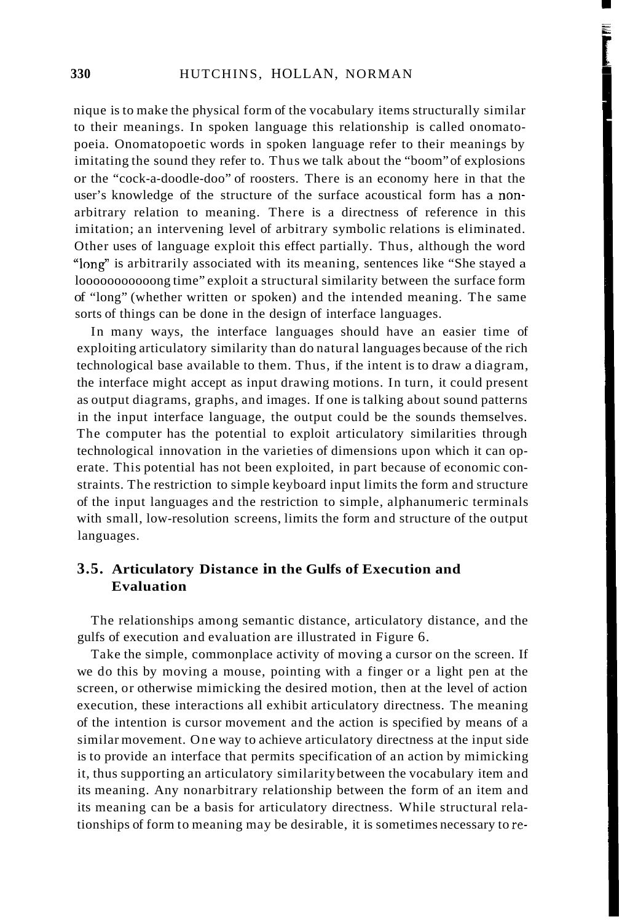nique is to make the physical form of the vocabulary items structurally similar to their meanings. In spoken language this relationship is called onomatopoeia. Onomatopoetic words in spoken language refer to their meanings by imitating the sound they refer to. Thus we talk about the "boom" of explosions or the "cock-a-doodle-doo" of roosters. There is an economy here in that the user's knowledge of the structure of the surface acoustical form has a nonarbitrary relation to meaning. There is a directness of reference in this imitation; an intervening level of arbitrary symbolic relations is eliminated. Other uses of language exploit this effect partially. Thus, although the word "long" is arbitrarily associated with its meaning, sentences like "She stayed a looooooooooong time" exploit a structural similarity between the surface form of "long" (whether written or spoken) and the intended meaning. The same sorts of things can be done in the design of interface languages.

In many ways, the interface languages should have an easier time of exploiting articulatory similarity than do natural languages because of the rich technological base available to them. Thus, if the intent is to draw a diagram, the interface might accept as input drawing motions. In turn, it could present as output diagrams, graphs, and images. If one is talking about sound patterns in the input interface language, the output could be the sounds themselves. The computer has the potential to exploit articulatory similarities through technological innovation in the varieties of dimensions upon which it can operate. This potential has not been exploited, in part because of economic constraints. The restriction to simple keyboard input limits the form and structure of the input languages and the restriction to simple, alphanumeric terminals with small, low-resolution screens, limits the form and structure of the output languages.

### 3.5. Articulatory Distance in the Gulfs of Execution and Evaluation

The relationships among semantic distance, articulatory distance, and the gulfs of execution and evaluation are illustrated in Figure 6.

Take the simple, commonplace activity of moving a cursor on the screen. If we do this by moving a mouse, pointing with a finger or a light pen at the screen, or otherwise mimicking the desired motion, then at the level of action execution, these interactions all exhibit articulatory directness. The meaning of the intention is cursor movement and the action is specified by means of a similar movement. One way to achieve articulatory directness at the input side is to provide an interface that permits specification of an action by mimicking it, thus supporting an articulatory similarity between the vocabulary item and its meaning. Any nonarbitrary relationship between the form of an item and its meaning can be a basis for articulatory directness. While structural relationships of form to meaning may be desirable, it is sometimes necessary to re-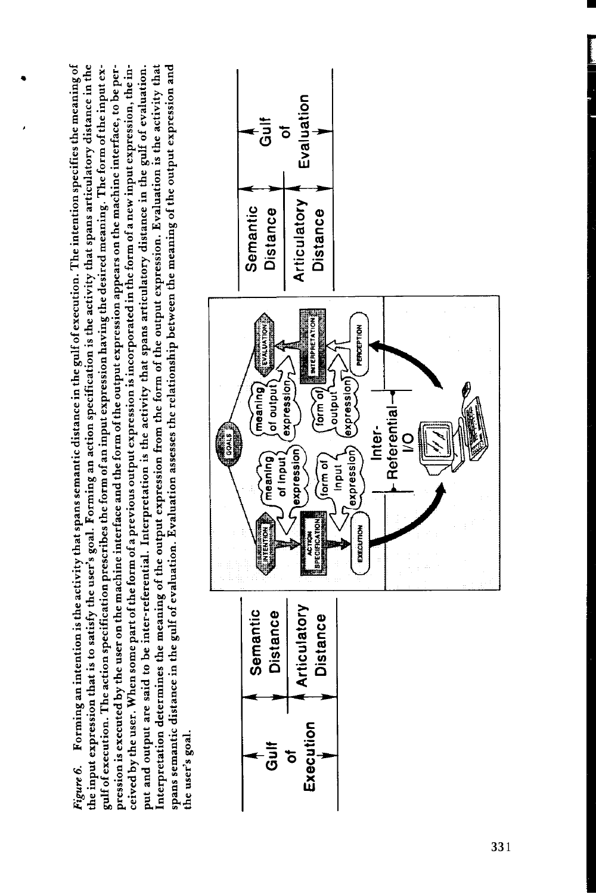*Figure 6.* Forming an intention is the activity that spans semantic distance in the gulf of execution. The intention specifies the meaning of the input expression that is to satisfy the user's goal. Forming an action specification is the activity that spans articulatory distance in the gulf of execution. The action specification prescribes the form of an input expression having the desired meaning. The form of the input expression is executed by the user on the machine interface and the form of the output expression appears on the machine interface, to be perceived by the user. When some part of the form of a previous output expression is incorporated in the form of a new input expression, the input and output are said to be inter-referential. Interpretation is the activity that spans articulatory distance in the gulf of evaluation. Interpretation determines the meaning of the output expression from the form of the output expression. Evaluation is the activity that spans semantic distance in the gulf of evaluation. Evaluation assesses the relationship between the meaning of the output expression and the user's goal.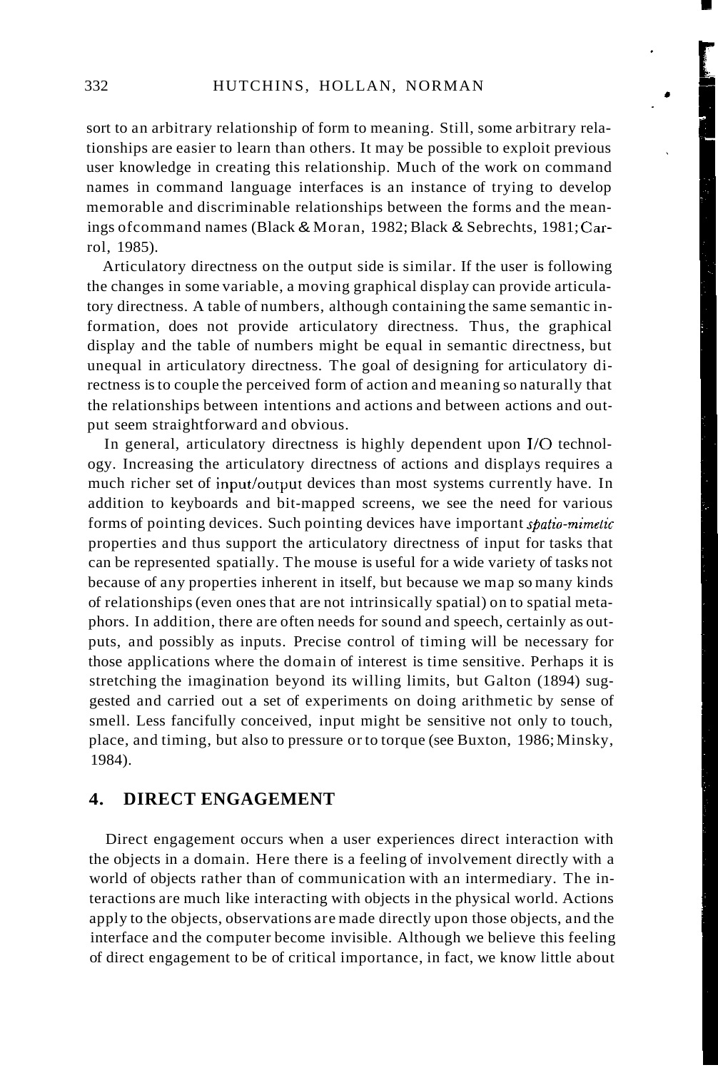sort to an arbitrary relationship of form to meaning. Still, some arbitrary relationships are easier to learn than others. It may be possible to exploit previous user knowledge in creating this relationship. Much of the work on command names in command language interfaces is an instance of trying to develop memorable and discriminable relationships between the forms and the meanings of command names (Black & Moran, 1982; Black & Sebrechts, 1981; Carrol, 1985).

Articulatory directness on the output side is similar. If the user is following the changes in some variable, a moving graphical display can provide articulatory directness. A table of numbers, although containing the same semantic information, does not provide articulatory directness. Thus, the graphical display and the table of numbers might be equal in semantic directness, but unequal in articulatory directness. The goal of designing for articulatory directness is to couple the perceived form of action and meaning so naturally that the relationships between intentions and actions and between actions and output seem straightforward and obvious.

In general, articulatory directness is highly dependent upon I/O technology. Increasing the articulatory directness of actions and displays requires a much richer set of input/output devices than most systems currently have. In addition to keyboards and bit-mapped screens, we see the need for various forms of pointing devices. Such pointing devices have important *spatio-mimetic* properties and thus support the articulatory directness of input for tasks that can be represented spatially. The mouse is useful for a wide variety of tasks not because of any properties inherent in itself, but because we map so many kinds of relationships (even ones that are not intrinsically spatial) on to spatial metaphors. In addition, there are often needs for sound and speech, certainly as outputs, and possibly as inputs. Precise control of timing will be necessary for those applications where the domain of interest is time sensitive. Perhaps it is stretching the imagination beyond its willing limits, but Galton (1894) suggested and carried out a set of experiments on doing arithmetic by sense of smell. Less fancifully conceived, input might be sensitive not only to touch, place, and timing, but also to pressure or to torque (see Buxton, 1986; Minsky, 1984).

## 4. DIRECT ENGAGEMENT

Direct engagement occurs when a user experiences direct interaction with the objects in a domain. Here there is a feeling of involvement directly with a world of objects rather than of communication with an intermediary. The interactions are much like interacting with objects in the physical world. Actions apply to the objects, observations are made directly upon those objects, and the interface and the computer become invisible. Although we believe this feeling of direct engagement to be of critical importance, in fact, we know little about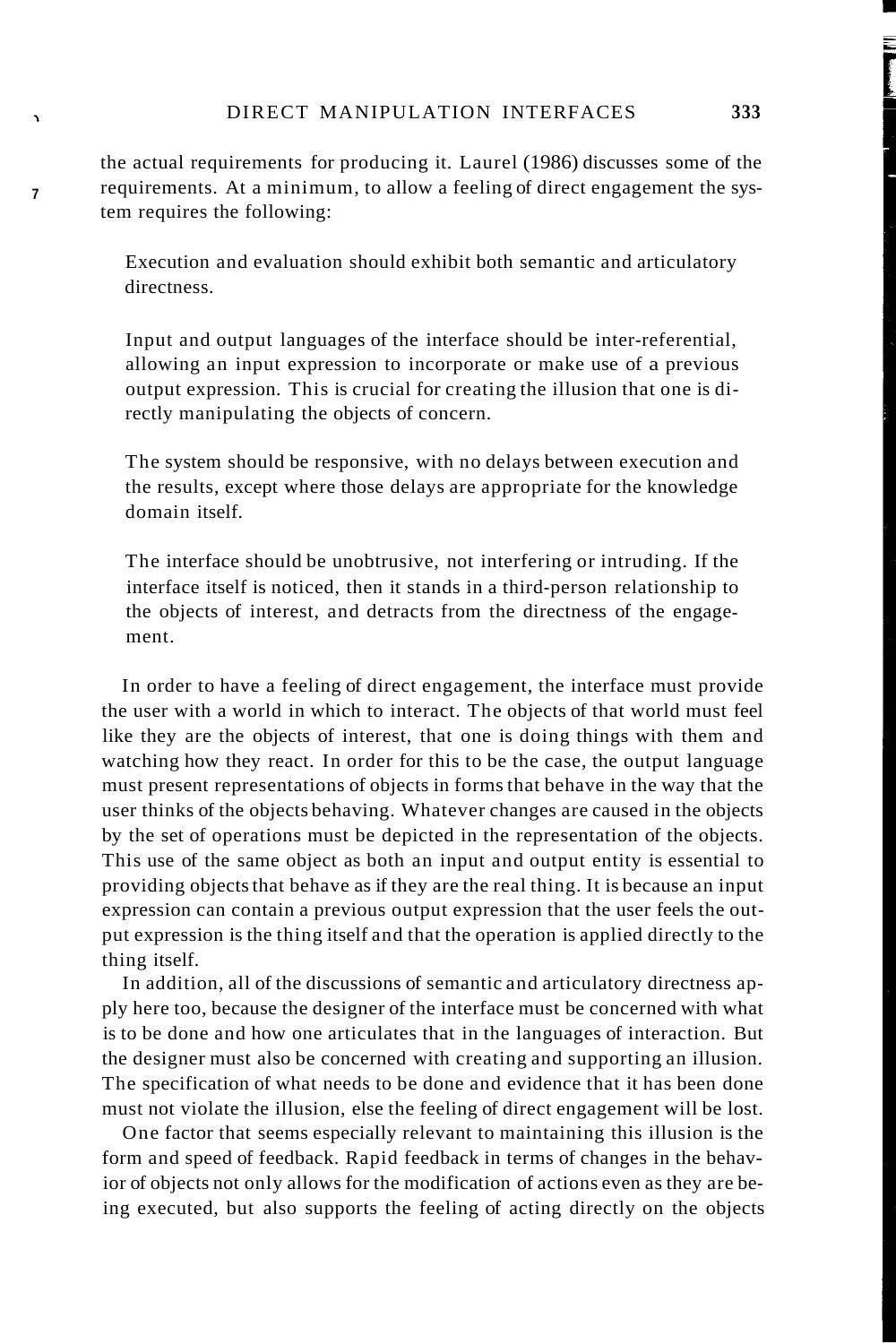the actual requirements for producing it. Laurel (1986) discusses some of the requirements. At a minimum, to allow a feeling of direct engagement the system requires the following:

> Execution and evaluation should exhibit both semantic and articulatory directness.
>
> Input and output languages of the interface should be inter-referential, allowing an input expression to incorporate or make use of a previous output expression. This is crucial for creating the illusion that one is directly manipulating the objects of concern.
>
> The system should be responsive, with no delays between execution and the results, except where those delays are appropriate for the knowledge domain itself.
>
> The interface should be unobtrusive, not interfering or intruding. If the interface itself is noticed, then it stands in a third-person relationship to the objects of interest, and detracts from the directness of the engagement.

In order to have a feeling of direct engagement, the interface must provide the user with a world in which to interact. The objects of that world must feel like they are the objects of interest, that one is doing things with them and watching how they react. In order for this to be the case, the output language must present representations of objects in forms that behave in the way that the user thinks of the objects behaving. Whatever changes are caused in the objects by the set of operations must be depicted in the representation of the objects. This use of the same object as both an input and output entity is essential to providing objects that behave as if they are the real thing. It is because an input expression can contain a previous output expression that the user feels the output expression is the thing itself and that the operation is applied directly to the thing itself.

In addition, all of the discussions of semantic and articulatory directness apply here too, because the designer of the interface must be concerned with what is to be done and how one articulates that in the languages of interaction. But the designer must also be concerned with creating and supporting an illusion. The specification of what needs to be done and evidence that it has been done must not violate the illusion, else the feeling of direct engagement will be lost.

One factor that seems especially relevant to maintaining this illusion is the form and speed of feedback. Rapid feedback in terms of changes in the behavior of objects not only allows for the modification of actions even as they are being executed, but also supports the feeling of acting directly on the objects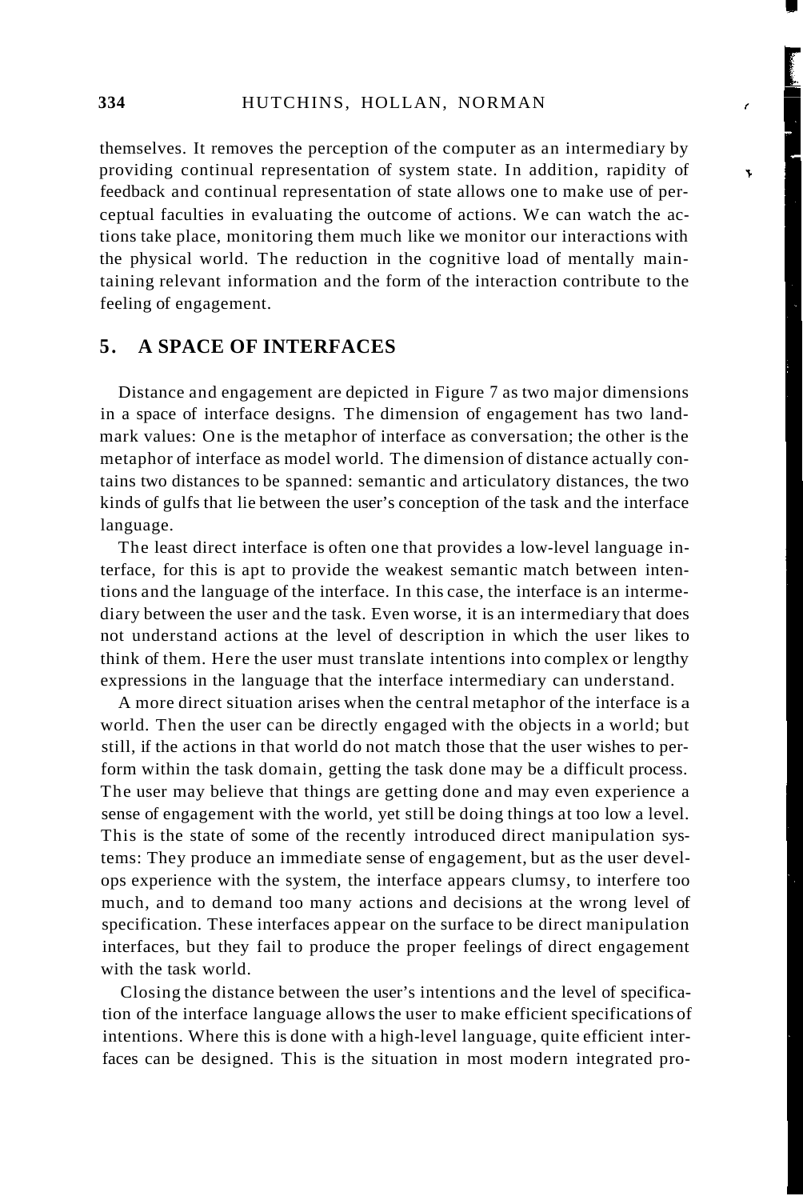themselves. It removes the perception of the computer as an intermediary by providing continual representation of system state. In addition, rapidity of feedback and continual representation of state allows one to make use of perceptual faculties in evaluating the outcome of actions. We can watch the actions take place, monitoring them much like we monitor our interactions with the physical world. The reduction in the cognitive load of mentally maintaining relevant information and the form of the interaction contribute to the feeling of engagement.

## 5. A SPACE OF INTERFACES

Distance and engagement are depicted in Figure 7 as two major dimensions in a space of interface designs. The dimension of engagement has two landmark values: One is the metaphor of interface as conversation; the other is the metaphor of interface as model world. The dimension of distance actually contains two distances to be spanned: semantic and articulatory distances, the two kinds of gulfs that lie between the user's conception of the task and the interface language.

The least direct interface is often one that provides a low-level language interface, for this is apt to provide the weakest semantic match between intentions and the language of the interface. In this case, the interface is an intermediary between the user and the task. Even worse, it is an intermediary that does not understand actions at the level of description in which the user likes to think of them. Here the user must translate intentions into complex or lengthy expressions in the language that the interface intermediary can understand.

A more direct situation arises when the central metaphor of the interface is a world. Then the user can be directly engaged with the objects in a world; but still, if the actions in that world do not match those that the user wishes to perform within the task domain, getting the task done may be a difficult process. The user may believe that things are getting done and may even experience a sense of engagement with the world, yet still be doing things at too low a level. This is the state of some of the recently introduced direct manipulation systems: They produce an immediate sense of engagement, but as the user develops experience with the system, the interface appears clumsy, to interfere too much, and to demand too many actions and decisions at the wrong level of specification. These interfaces appear on the surface to be direct manipulation interfaces, but they fail to produce the proper feelings of direct engagement with the task world.

Closing the distance between the user's intentions and the level of specification of the interface language allows the user to make efficient specifications of intentions. Where this is done with a high-level language, quite efficient interfaces can be designed. This is the situation in most modern integrated pro-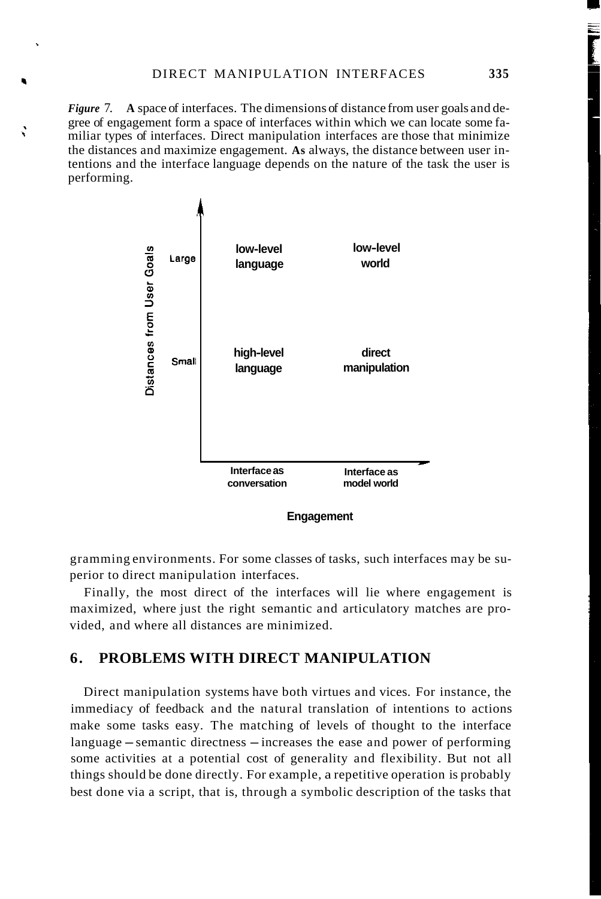*Figure 7.* **A** space of interfaces. The dimensions of distance from user goals and degree of engagement form a space of interfaces within which we can locate some familiar types of interfaces. Direct manipulation interfaces are those that minimize the distances and maximize engagement. **As** always, the distance between user intentions and the interface language depends on the nature of the task the user is performing.

| Distances from User Goals | Interface as conversation | Interface as model world |
|---|---|---|
| Large | low-level language | low-level world |
| Small | high-level language | direct manipulation |

Engagement

gramming environments. For some classes of tasks, such interfaces may be superior to direct manipulation interfaces.

Finally, the most direct of the interfaces will lie where engagement is maximized, where just the right semantic and articulatory matches are provided, and where all distances are minimized.

## 6. PROBLEMS WITH DIRECT MANIPULATION

Direct manipulation systems have both virtues and vices. For instance, the immediacy of feedback and the natural translation of intentions to actions make some tasks easy. The matching of levels of thought to the interface language – semantic directness – increases the ease and power of performing some activities at a potential cost of generality and flexibility. But not all things should be done directly. For example, a repetitive operation is probably best done via a script, that is, through a symbolic description of the tasks that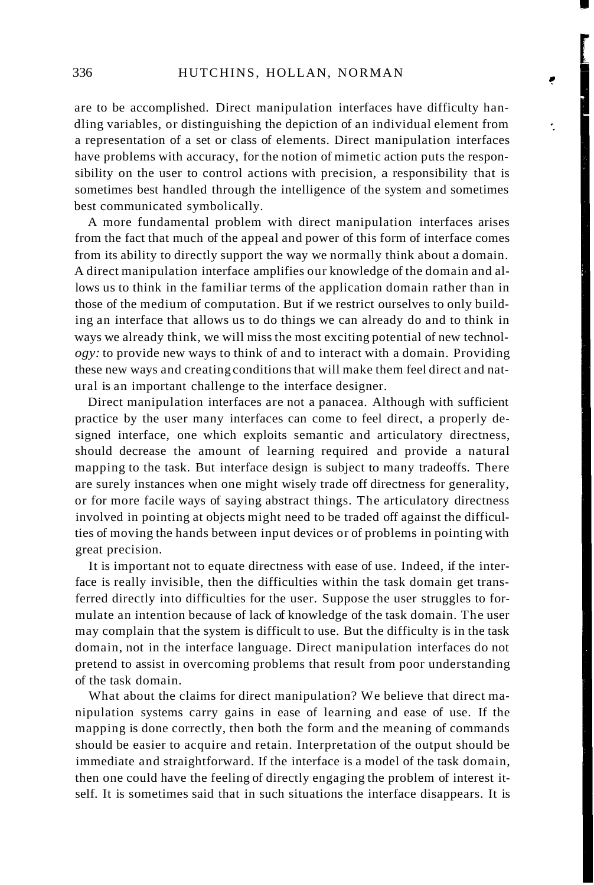are to be accomplished. Direct manipulation interfaces have difficulty handling variables, or distinguishing the depiction of an individual element from a representation of a set or class of elements. Direct manipulation interfaces have problems with accuracy, for the notion of mimetic action puts the responsibility on the user to control actions with precision, a responsibility that is sometimes best handled through the intelligence of the system and sometimes best communicated symbolically.

A more fundamental problem with direct manipulation interfaces arises from the fact that much of the appeal and power of this form of interface comes from its ability to directly support the way we normally think about a domain. A direct manipulation interface amplifies our knowledge of the domain and allows us to think in the familiar terms of the application domain rather than in those of the medium of computation. But if we restrict ourselves to only building an interface that allows us to do things we can already do and to think in ways we already think, we will miss the most exciting potential of new *technology:* to provide new ways to think of and to interact with a domain. Providing these new ways and creating conditions that will make them feel direct and natural is an important challenge to the interface designer.

Direct manipulation interfaces are not a panacea. Although with sufficient practice by the user many interfaces can come to feel direct, a properly designed interface, one which exploits semantic and articulatory directness, should decrease the amount of learning required and provide a natural mapping to the task. But interface design is subject to many tradeoffs. There are surely instances when one might wisely trade off directness for generality, or for more facile ways of saying abstract things. The articulatory directness involved in pointing at objects might need to be traded off against the difficulties of moving the hands between input devices or of problems in pointing with great precision.

It is important not to equate directness with ease of use. Indeed, if the interface is really invisible, then the difficulties within the task domain get transferred directly into difficulties for the user. Suppose the user struggles to formulate an intention because of lack of knowledge of the task domain. The user may complain that the system is difficult to use. But the difficulty is in the task domain, not in the interface language. Direct manipulation interfaces do not pretend to assist in overcoming problems that result from poor understanding of the task domain.

What about the claims for direct manipulation? We believe that direct manipulation systems carry gains in ease of learning and ease of use. If the mapping is done correctly, then both the form and the meaning of commands should be easier to acquire and retain. Interpretation of the output should be immediate and straightforward. If the interface is a model of the task domain, then one could have the feeling of directly engaging the problem of interest itself. It is sometimes said that in such situations the interface disappears. It is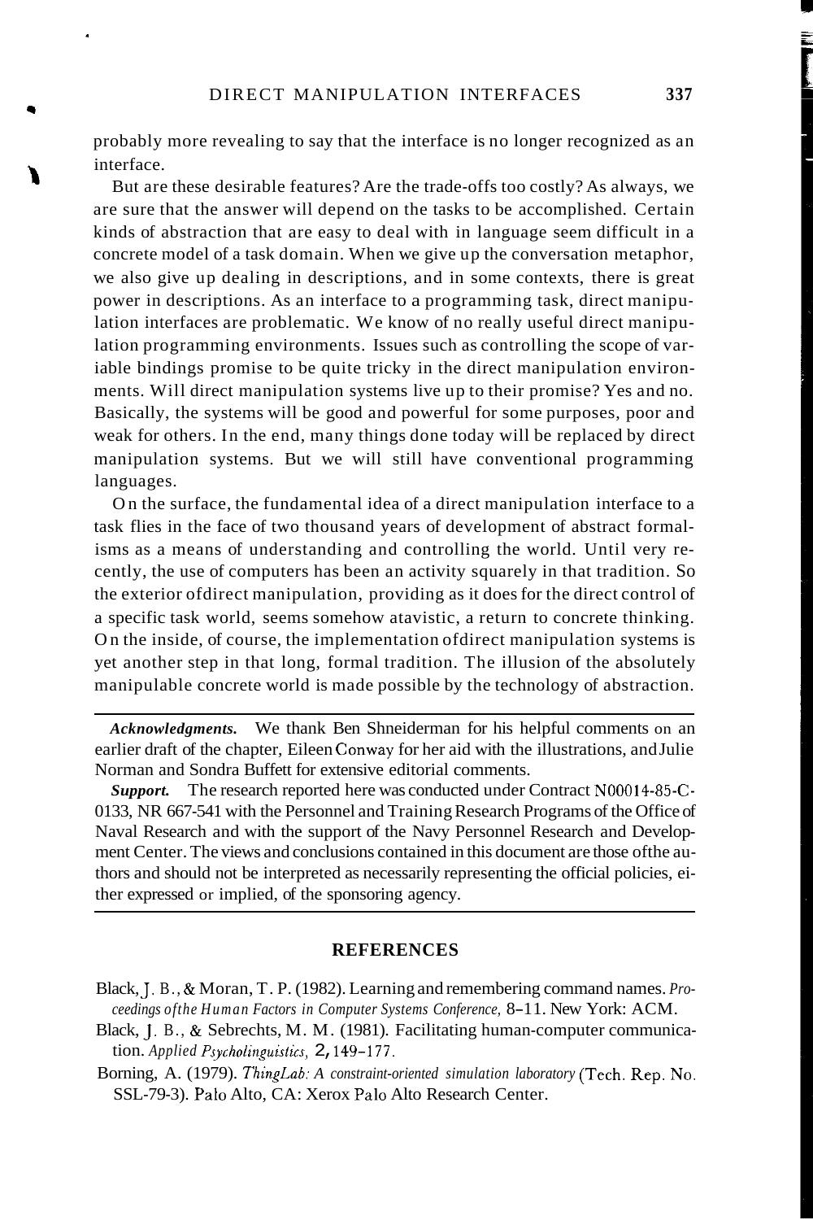probably more revealing to say that the interface is no longer recognized as an interface.

But are these desirable features? Are the trade-offs too costly? As always, we are sure that the answer will depend on the tasks to be accomplished. Certain kinds of abstraction that are easy to deal with in language seem difficult in a concrete model of a task domain. When we give up the conversation metaphor, we also give up dealing in descriptions, and in some contexts, there is great power in descriptions. As an interface to a programming task, direct manipulation interfaces are problematic. We know of no really useful direct manipulation programming environments. Issues such as controlling the scope of variable bindings promise to be quite tricky in the direct manipulation environments. Will direct manipulation systems live up to their promise? Yes and no. Basically, the systems will be good and powerful for some purposes, poor and weak for others. In the end, many things done today will be replaced by direct manipulation systems. But we will still have conventional programming languages.

On the surface, the fundamental idea of a direct manipulation interface to a task flies in the face of two thousand years of development of abstract formalisms as a means of understanding and controlling the world. Until very recently, the use of computers has been an activity squarely in that tradition. So the exterior ofdirect manipulation, providing as it does for the direct control of a specific task world, seems somehow atavistic, a return to concrete thinking. On the inside, of course, the implementation ofdirect manipulation systems is yet another step in that long, formal tradition. The illusion of the absolutely manipulable concrete world is made possible by the technology of abstraction.

---

***Acknowledgments.*** We thank Ben Shneiderman for his helpful comments on an earlier draft of the chapter, Eileen Conway for her aid with the illustrations, and Julie Norman and Sondra Buffett for extensive editorial comments.

***Support.*** The research reported here was conducted under Contract N00014-85-C-0133, NR 667-541 with the Personnel and Training Research Programs of the Office of Naval Research and with the support of the Navy Personnel Research and Development Center. The views and conclusions contained in this document are those ofthe authors and should not be interpreted as necessarily representing the official policies, either expressed or implied, of the sponsoring agency.

---

## REFERENCES

Black, J. B., & Moran, T. P. (1982). Learning and remembering command names. *Proceedings ofthe Human Factors in Computer Systems Conference,* 8–11. New York: ACM.

Black, J. B., & Sebrechts, M. M. (1981). Facilitating human-computer communication. *Applied Psycholinguistics,* 2, 149–177.

Borning, A. (1979). *ThingLab: A constraint-oriented simulation laboratory* (Tech. Rep. No. SSL-79-3). Palo Alto, CA: Xerox Palo Alto Research Center.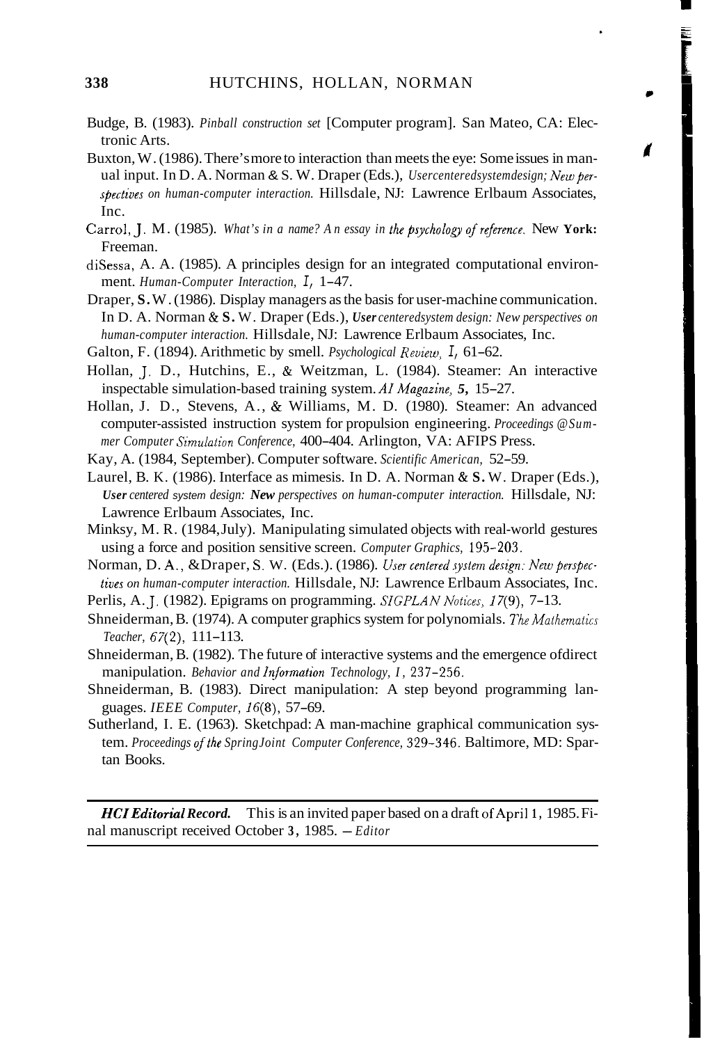Budge, B. (1983). *Pinball construction set* [Computer program]. San Mateo, CA: Electronic Arts.

Buxton, W. (1986). There's more to interaction than meets the eye: Some issues in manual input. In D. A. Norman & S. W. Draper (Eds.), *Usercenteredsystemdesign; New perspectives on human-computer interaction.* Hillsdale, NJ: Lawrence Erlbaum Associates, Inc.

Carrol, J. M. (1985). *What's in a name? An essay in the psychology of reference.* New York: Freeman.

diSessa, A. A. (1985). A principles design for an integrated computational environment. *Human-Computer Interaction, 1,* 1–47.

Draper, S. W. (1986). Display managers as the basis for user-machine communication. In D. A. Norman & S. W. Draper (Eds.), *User centeredsystem design: New perspectives on human-computer interaction.* Hillsdale, NJ: Lawrence Erlbaum Associates, Inc.

Galton, F. (1894). Arithmetic by smell. *Psychological Review, 1,* 61–62.

Hollan, J. D., Hutchins, E., & Weitzman, L. (1984). Steamer: An interactive inspectable simulation-based training system. *AI Magazine, 5,* 15–27.

Hollan, J. D., Stevens, A., & Williams, M. D. (1980). Steamer: An advanced computer-assisted instruction system for propulsion engineering. *Proceedings @Summer Computer Simulation Conference,* 400–404. Arlington, VA: AFIPS Press.

Kay, A. (1984, September). Computer software. *Scientific American,* 52–59.

Laurel, B. K. (1986). Interface as mimesis. In D. A. Norman & S. W. Draper (Eds.), *User centered system design: New perspectives on human-computer interaction.* Hillsdale, NJ: Lawrence Erlbaum Associates, Inc.

Minksy, M. R. (1984, July). Manipulating simulated objects with real-world gestures using a force and position sensitive screen. *Computer Graphics,* 195–203.

Norman, D. A., & Draper, S. W. (Eds.). (1986). *User centered system design: New perspectives on human-computer interaction.* Hillsdale, NJ: Lawrence Erlbaum Associates, Inc.

Perlis, A. J. (1982). Epigrams on programming. *SIGPLAN Notices, 17*(9), 7–13.

Shneiderman, B. (1974). A computer graphics system for polynomials. *The Mathematics Teacher, 67*(2), 111–113.

Shneiderman, B. (1982). The future of interactive systems and the emergence ofdirect manipulation. *Behavior and Information Technology, 1,* 237–256.

Shneiderman, B. (1983). Direct manipulation: A step beyond programming languages. *IEEE Computer, 16*(8), 57–69.

Sutherland, I. E. (1963). Sketchpad: A man-machine graphical communication system. *Proceedings of the Spring Joint Computer Conference,* 329–346. Baltimore, MD: Spartan Books.

---

***HCI Editorial Record.*** This is an invited paper based on a draft of April 1, 1985. Final manuscript received October 3, 1985. — *Editor*

---